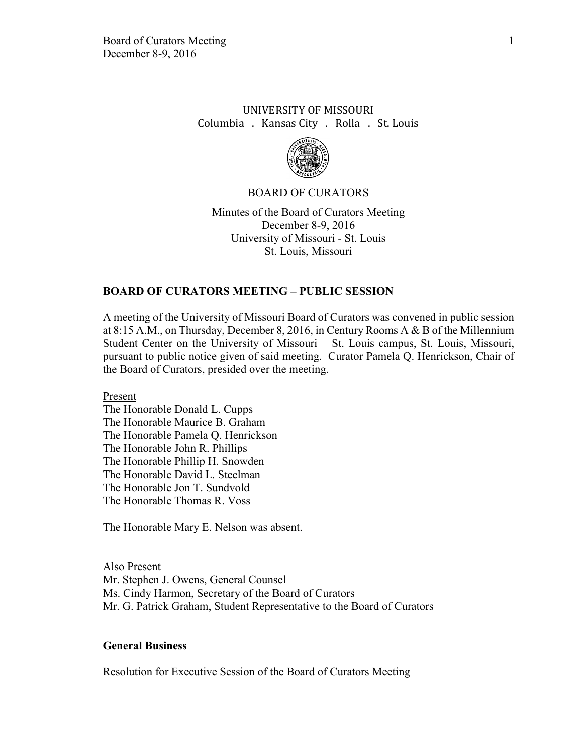UNIVERSITY OF MISSOURI
Columbia . Kansas City . Rolla . St. Louis

BOARD OF CURATORS

Minutes of the Board of Curators Meeting
December 8-9, 2016
University of Missouri - St. Louis
St. Louis, Missouri

## BOARD OF CURATORS MEETING – PUBLIC SESSION

A meeting of the University of Missouri Board of Curators was convened in public session at 8:15 A.M., on Thursday, December 8, 2016, in Century Rooms A & B of the Millennium Student Center on the University of Missouri – St. Louis campus, St. Louis, Missouri, pursuant to public notice given of said meeting. Curator Pamela Q. Henrickson, Chair of the Board of Curators, presided over the meeting.

Present
The Honorable Donald L. Cupps
The Honorable Maurice B. Graham
The Honorable Pamela Q. Henrickson
The Honorable John R. Phillips
The Honorable Phillip H. Snowden
The Honorable David L. Steelman
The Honorable Jon T. Sundvold
The Honorable Thomas R. Voss

The Honorable Mary E. Nelson was absent.

Also Present
Mr. Stephen J. Owens, General Counsel
Ms. Cindy Harmon, Secretary of the Board of Curators
Mr. G. Patrick Graham, Student Representative to the Board of Curators

### General Business

Resolution for Executive Session of the Board of Curators Meeting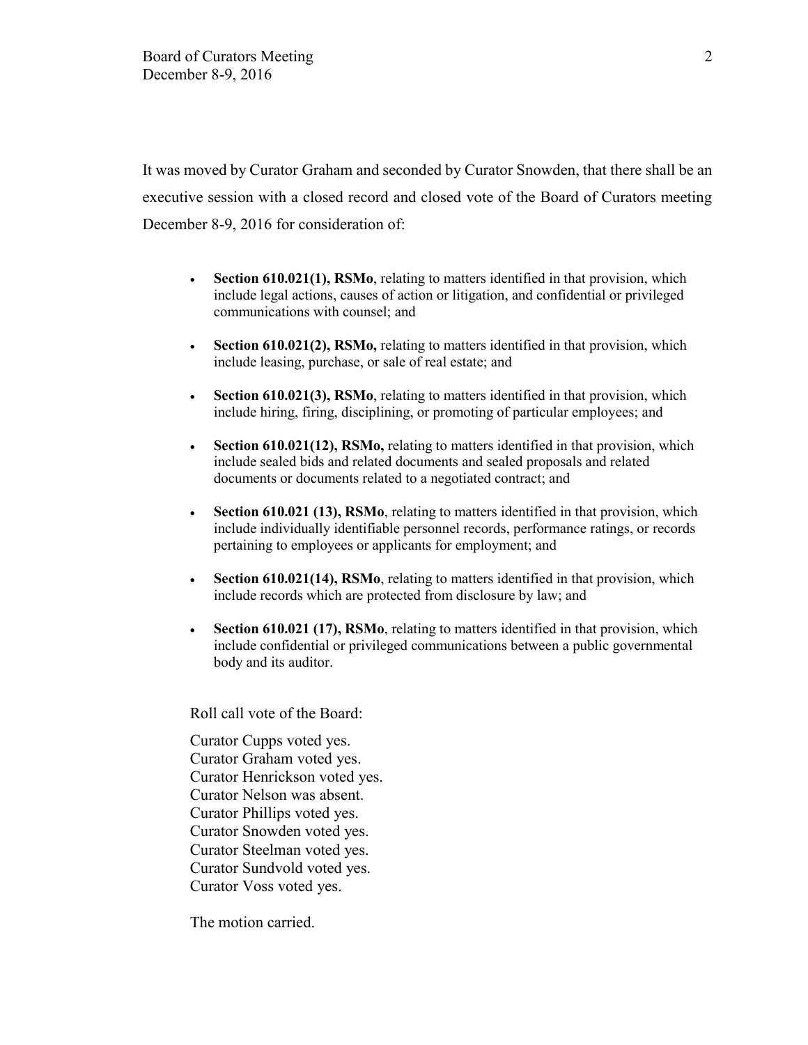It was moved by Curator Graham and seconded by Curator Snowden, that there shall be an executive session with a closed record and closed vote of the Board of Curators meeting December 8-9, 2016 for consideration of:

- **Section 610.021(1), RSMo**, relating to matters identified in that provision, which include legal actions, causes of action or litigation, and confidential or privileged communications with counsel; and
- **Section 610.021(2), RSMo,** relating to matters identified in that provision, which include leasing, purchase, or sale of real estate; and
- **Section 610.021(3), RSMo**, relating to matters identified in that provision, which include hiring, firing, disciplining, or promoting of particular employees; and
- **Section 610.021(12), RSMo,** relating to matters identified in that provision, which include sealed bids and related documents and sealed proposals and related documents or documents related to a negotiated contract; and
- **Section 610.021 (13), RSMo**, relating to matters identified in that provision, which include individually identifiable personnel records, performance ratings, or records pertaining to employees or applicants for employment; and
- **Section 610.021(14), RSMo**, relating to matters identified in that provision, which include records which are protected from disclosure by law; and
- **Section 610.021 (17), RSMo**, relating to matters identified in that provision, which include confidential or privileged communications between a public governmental body and its auditor.

Roll call vote of the Board:

Curator Cupps voted yes.
Curator Graham voted yes.
Curator Henrickson voted yes.
Curator Nelson was absent.
Curator Phillips voted yes.
Curator Snowden voted yes.
Curator Steelman voted yes.
Curator Sundvold voted yes.
Curator Voss voted yes.

The motion carried.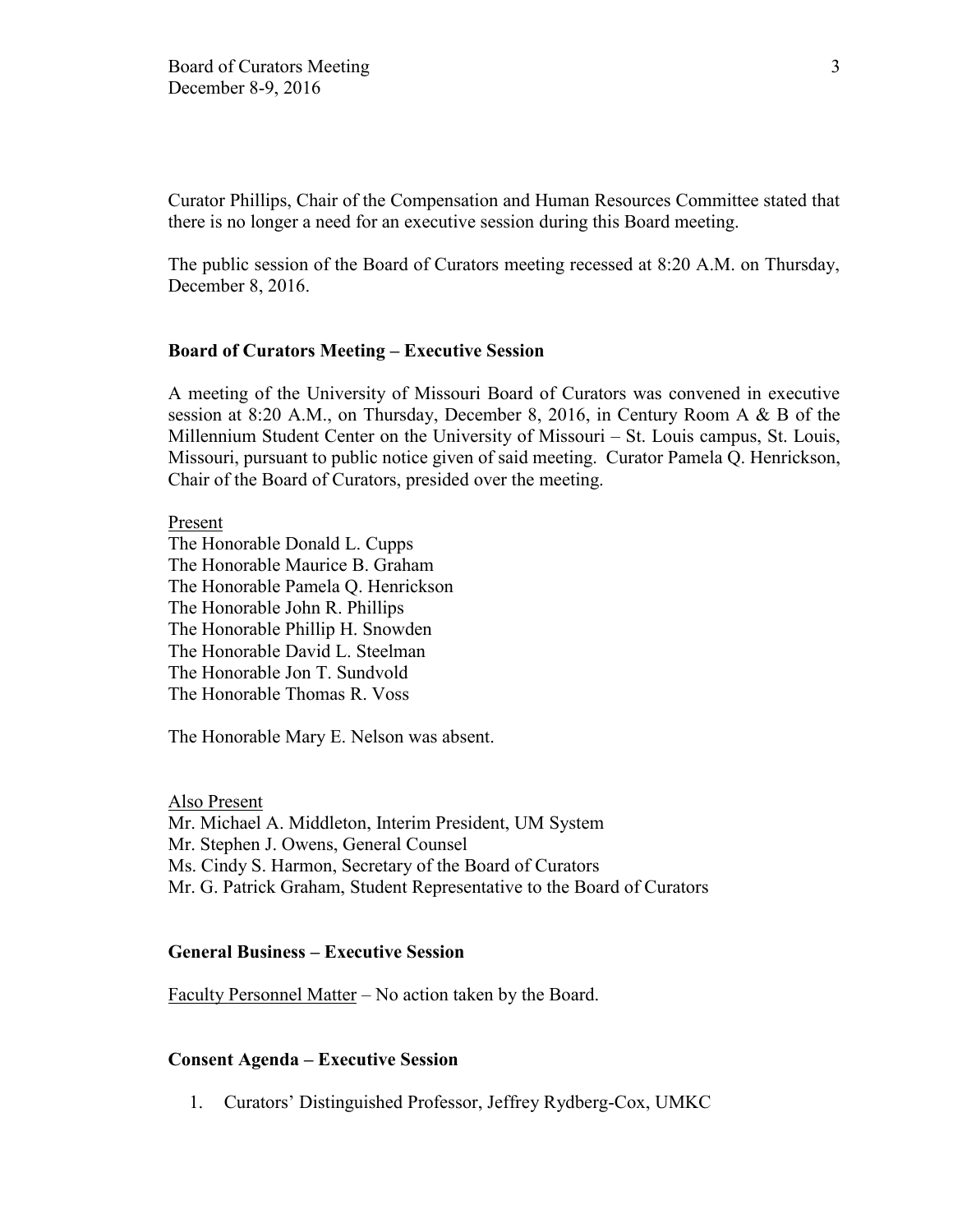Curator Phillips, Chair of the Compensation and Human Resources Committee stated that there is no longer a need for an executive session during this Board meeting.

The public session of the Board of Curators meeting recessed at 8:20 A.M. on Thursday, December 8, 2016.

**Board of Curators Meeting – Executive Session**

A meeting of the University of Missouri Board of Curators was convened in executive session at 8:20 A.M., on Thursday, December 8, 2016, in Century Room A & B of the Millennium Student Center on the University of Missouri – St. Louis campus, St. Louis, Missouri, pursuant to public notice given of said meeting. Curator Pamela Q. Henrickson, Chair of the Board of Curators, presided over the meeting.

<u>Present</u>
The Honorable Donald L. Cupps
The Honorable Maurice B. Graham
The Honorable Pamela Q. Henrickson
The Honorable John R. Phillips
The Honorable Phillip H. Snowden
The Honorable David L. Steelman
The Honorable Jon T. Sundvold
The Honorable Thomas R. Voss

The Honorable Mary E. Nelson was absent.

<u>Also Present</u>
Mr. Michael A. Middleton, Interim President, UM System
Mr. Stephen J. Owens, General Counsel
Ms. Cindy S. Harmon, Secretary of the Board of Curators
Mr. G. Patrick Graham, Student Representative to the Board of Curators

**General Business – Executive Session**

<u>Faculty Personnel Matter</u> – No action taken by the Board.

**Consent Agenda – Executive Session**

1. Curators' Distinguished Professor, Jeffrey Rydberg-Cox, UMKC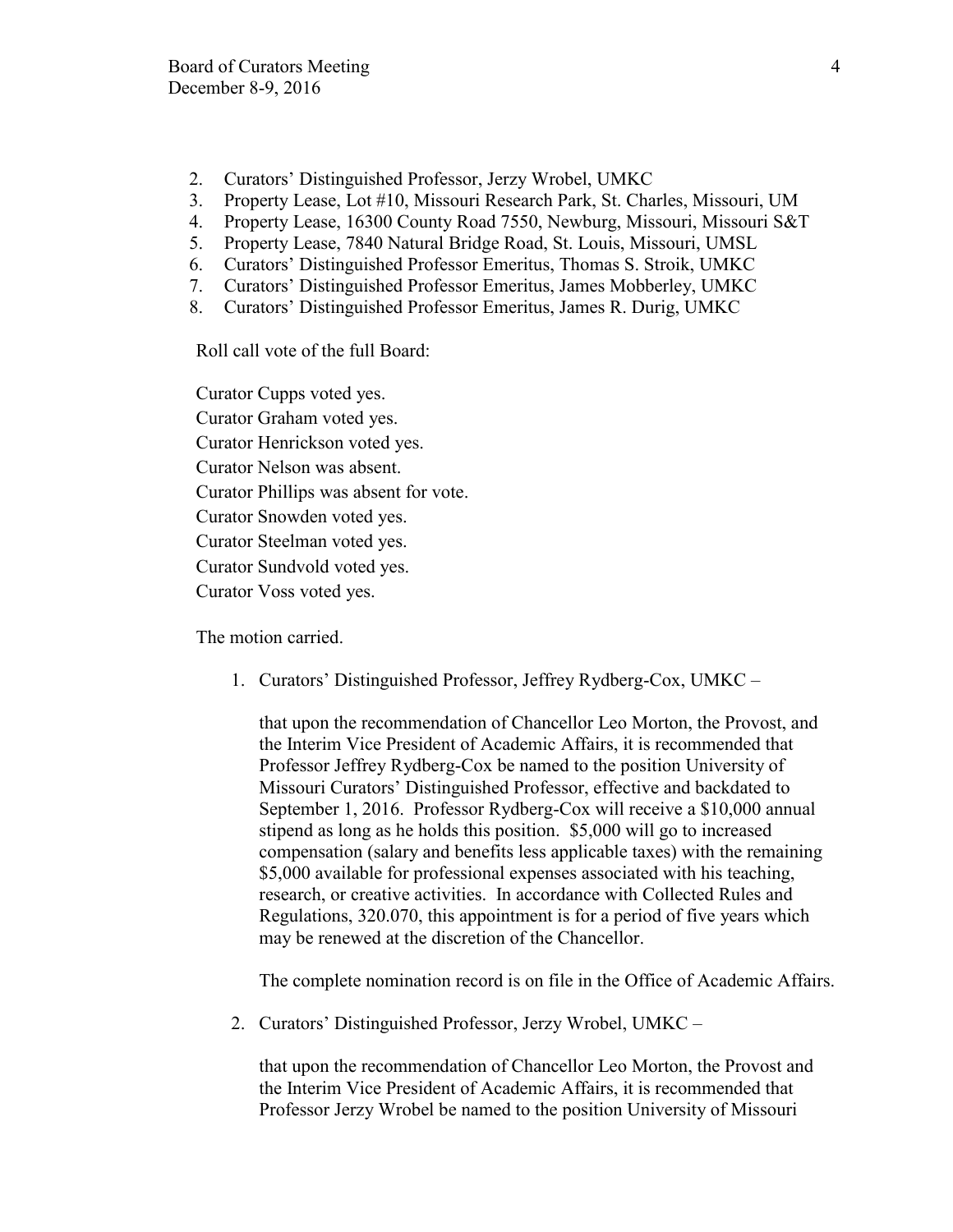2. Curators' Distinguished Professor, Jerzy Wrobel, UMKC
3. Property Lease, Lot #10, Missouri Research Park, St. Charles, Missouri, UM
4. Property Lease, 16300 County Road 7550, Newburg, Missouri, Missouri S&T
5. Property Lease, 7840 Natural Bridge Road, St. Louis, Missouri, UMSL
6. Curators' Distinguished Professor Emeritus, Thomas S. Stroik, UMKC
7. Curators' Distinguished Professor Emeritus, James Mobberley, UMKC
8. Curators' Distinguished Professor Emeritus, James R. Durig, UMKC

Roll call vote of the full Board:

Curator Cupps voted yes.
Curator Graham voted yes.
Curator Henrickson voted yes.
Curator Nelson was absent.
Curator Phillips was absent for vote.
Curator Snowden voted yes.
Curator Steelman voted yes.
Curator Sundvold voted yes.
Curator Voss voted yes.

The motion carried.

1. Curators' Distinguished Professor, Jeffrey Rydberg-Cox, UMKC –

   that upon the recommendation of Chancellor Leo Morton, the Provost, and the Interim Vice President of Academic Affairs, it is recommended that Professor Jeffrey Rydberg-Cox be named to the position University of Missouri Curators' Distinguished Professor, effective and backdated to September 1, 2016. Professor Rydberg-Cox will receive a $10,000 annual stipend as long as he holds this position. $5,000 will go to increased compensation (salary and benefits less applicable taxes) with the remaining $5,000 available for professional expenses associated with his teaching, research, or creative activities. In accordance with Collected Rules and Regulations, 320.070, this appointment is for a period of five years which may be renewed at the discretion of the Chancellor.

   The complete nomination record is on file in the Office of Academic Affairs.

2. Curators' Distinguished Professor, Jerzy Wrobel, UMKC –

   that upon the recommendation of Chancellor Leo Morton, the Provost and the Interim Vice President of Academic Affairs, it is recommended that Professor Jerzy Wrobel be named to the position University of Missouri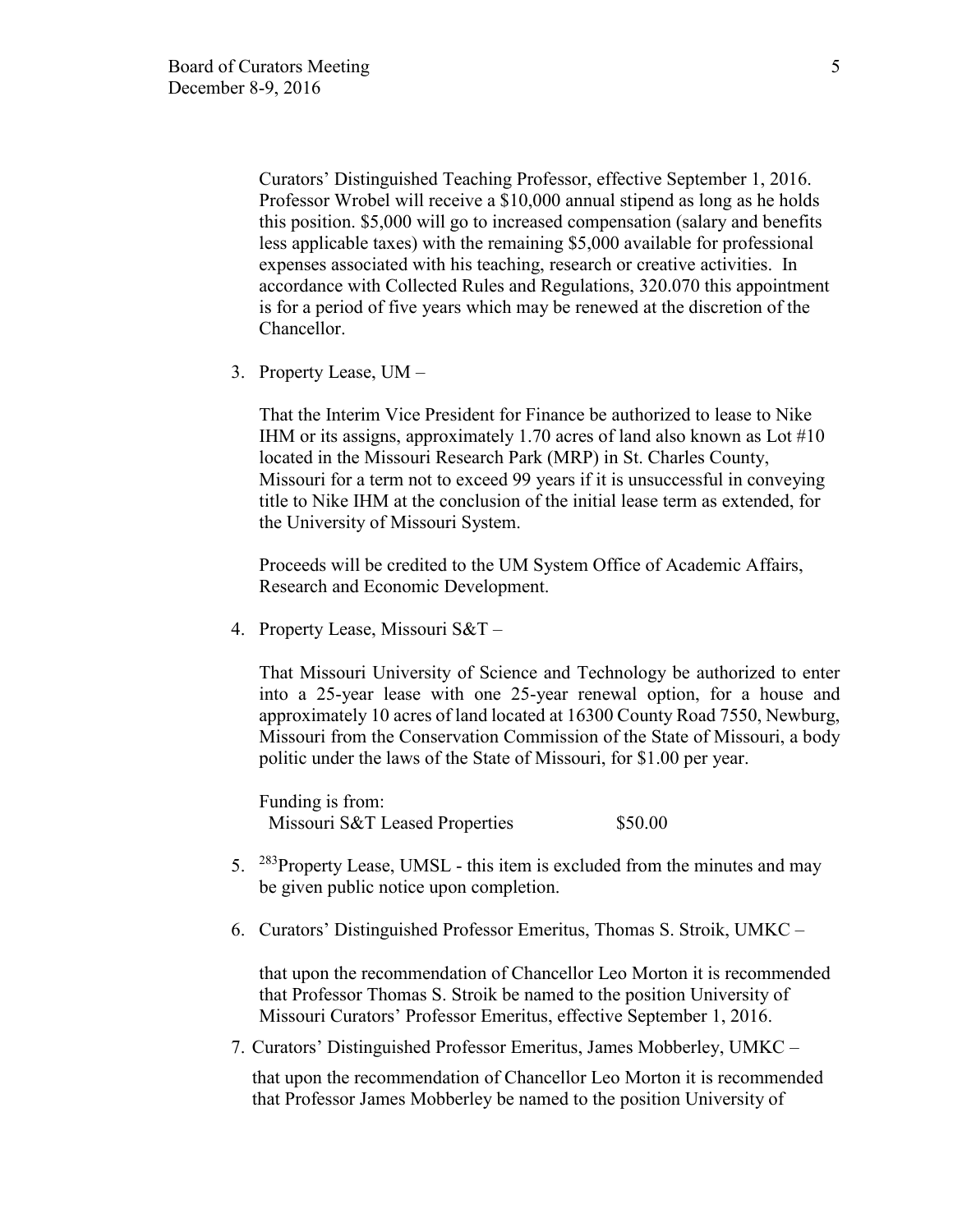Curators' Distinguished Teaching Professor, effective September 1, 2016. Professor Wrobel will receive a $10,000 annual stipend as long as he holds this position. $5,000 will go to increased compensation (salary and benefits less applicable taxes) with the remaining $5,000 available for professional expenses associated with his teaching, research or creative activities. In accordance with Collected Rules and Regulations, 320.070 this appointment is for a period of five years which may be renewed at the discretion of the Chancellor.

3. Property Lease, UM –

   That the Interim Vice President for Finance be authorized to lease to Nike IHM or its assigns, approximately 1.70 acres of land also known as Lot #10 located in the Missouri Research Park (MRP) in St. Charles County, Missouri for a term not to exceed 99 years if it is unsuccessful in conveying title to Nike IHM at the conclusion of the initial lease term as extended, for the University of Missouri System.

   Proceeds will be credited to the UM System Office of Academic Affairs, Research and Economic Development.

4. Property Lease, Missouri S&T –

   That Missouri University of Science and Technology be authorized to enter into a 25-year lease with one 25-year renewal option, for a house and approximately 10 acres of land located at 16300 County Road 7550, Newburg, Missouri from the Conservation Commission of the State of Missouri, a body politic under the laws of the State of Missouri, for $1.00 per year.

   Funding is from:
   Missouri S&T Leased Properties $50.00

5. [283]Property Lease, UMSL - this item is excluded from the minutes and may be given public notice upon completion.

6. Curators' Distinguished Professor Emeritus, Thomas S. Stroik, UMKC –

   that upon the recommendation of Chancellor Leo Morton it is recommended that Professor Thomas S. Stroik be named to the position University of Missouri Curators' Professor Emeritus, effective September 1, 2016.

7. Curators' Distinguished Professor Emeritus, James Mobberley, UMKC –

   that upon the recommendation of Chancellor Leo Morton it is recommended that Professor James Mobberley be named to the position University of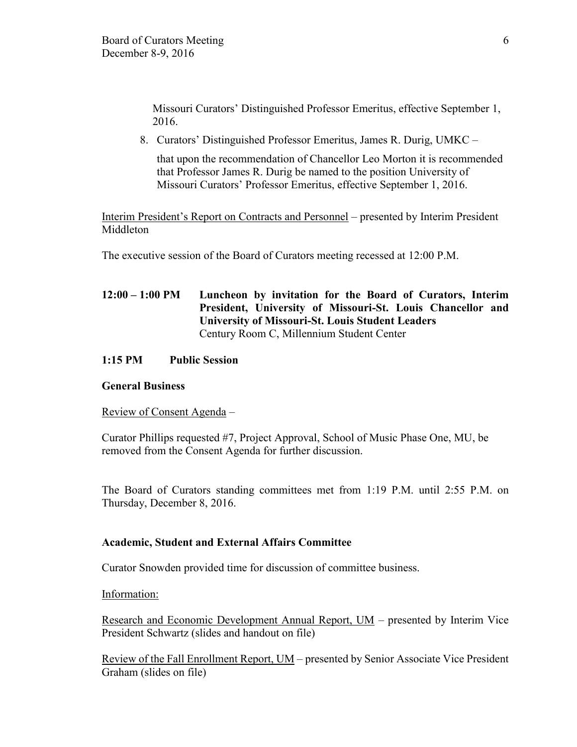Missouri Curators' Distinguished Professor Emeritus, effective September 1, 2016.

8. Curators' Distinguished Professor Emeritus, James R. Durig, UMKC –

   that upon the recommendation of Chancellor Leo Morton it is recommended that Professor James R. Durig be named to the position University of Missouri Curators' Professor Emeritus, effective September 1, 2016.

Interim President's Report on Contracts and Personnel – presented by Interim President Middleton

The executive session of the Board of Curators meeting recessed at 12:00 P.M.

**12:00 – 1:00 PM  Luncheon by invitation for the Board of Curators, Interim President, University of Missouri-St. Louis Chancellor and University of Missouri-St. Louis Student Leaders**
Century Room C, Millennium Student Center

**1:15 PM  Public Session**

**General Business**

Review of Consent Agenda –

Curator Phillips requested #7, Project Approval, School of Music Phase One, MU, be removed from the Consent Agenda for further discussion.

The Board of Curators standing committees met from 1:19 P.M. until 2:55 P.M. on Thursday, December 8, 2016.

**Academic, Student and External Affairs Committee**

Curator Snowden provided time for discussion of committee business.

Information:

Research and Economic Development Annual Report, UM – presented by Interim Vice President Schwartz (slides and handout on file)

Review of the Fall Enrollment Report, UM – presented by Senior Associate Vice President Graham (slides on file)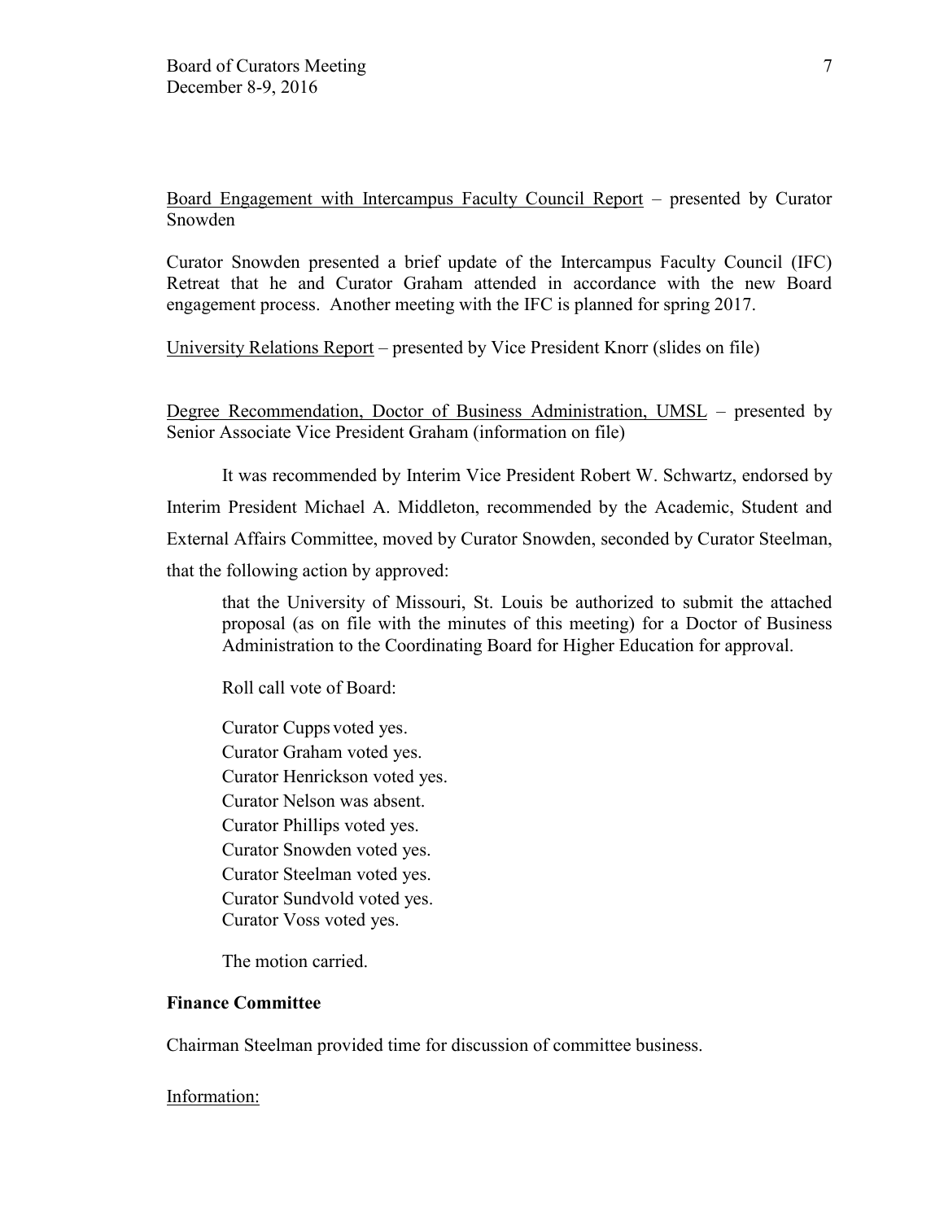<u>Board Engagement with Intercampus Faculty Council Report</u> – presented by Curator Snowden

Curator Snowden presented a brief update of the Intercampus Faculty Council (IFC) Retreat that he and Curator Graham attended in accordance with the new Board engagement process. Another meeting with the IFC is planned for spring 2017.

<u>University Relations Report</u> – presented by Vice President Knorr (slides on file)

<u>Degree Recommendation, Doctor of Business Administration, UMSL</u> – presented by Senior Associate Vice President Graham (information on file)

It was recommended by Interim Vice President Robert W. Schwartz, endorsed by Interim President Michael A. Middleton, recommended by the Academic, Student and External Affairs Committee, moved by Curator Snowden, seconded by Curator Steelman, that the following action by approved:

> that the University of Missouri, St. Louis be authorized to submit the attached proposal (as on file with the minutes of this meeting) for a Doctor of Business Administration to the Coordinating Board for Higher Education for approval.
>
> Roll call vote of Board:
>
> Curator Cupps voted yes.
> Curator Graham voted yes.
> Curator Henrickson voted yes.
> Curator Nelson was absent.
> Curator Phillips voted yes.
> Curator Snowden voted yes.
> Curator Steelman voted yes.
> Curator Sundvold voted yes.
> Curator Voss voted yes.
>
> The motion carried.

**Finance Committee**

Chairman Steelman provided time for discussion of committee business.

<u>Information:</u>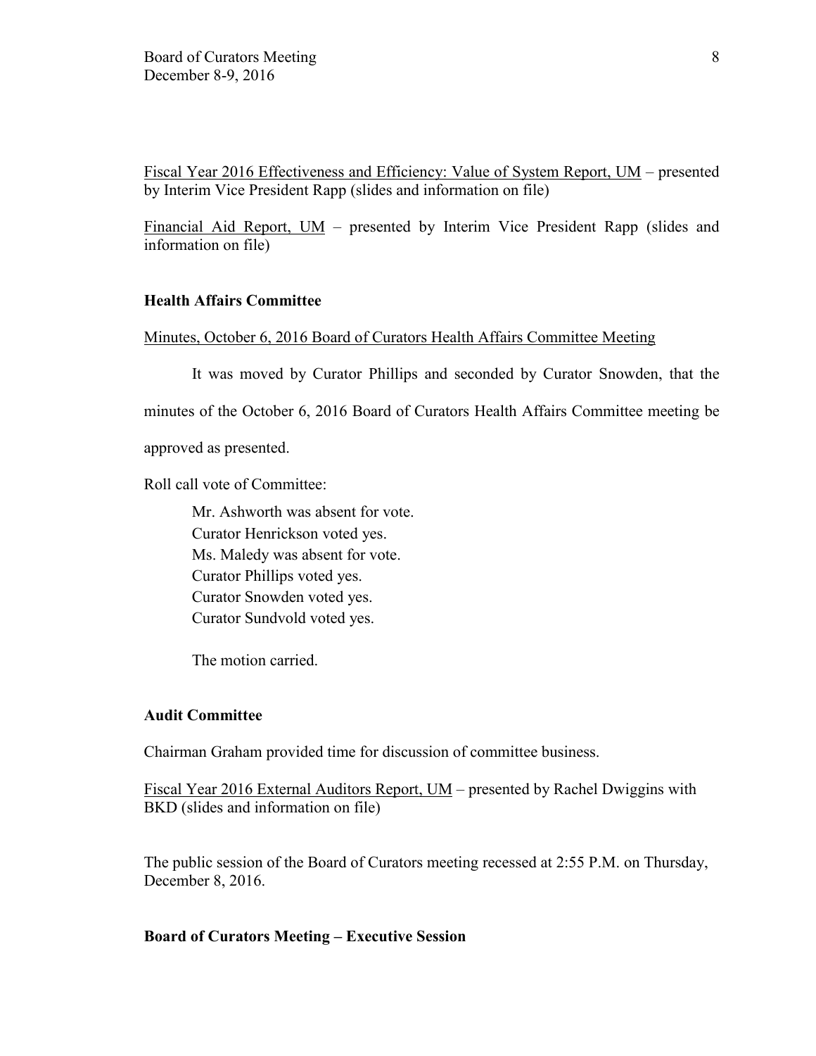Fiscal Year 2016 Effectiveness and Efficiency: Value of System Report, UM – presented by Interim Vice President Rapp (slides and information on file)

Financial Aid Report, UM – presented by Interim Vice President Rapp (slides and information on file)

**Health Affairs Committee**

Minutes, October 6, 2016 Board of Curators Health Affairs Committee Meeting

It was moved by Curator Phillips and seconded by Curator Snowden, that the minutes of the October 6, 2016 Board of Curators Health Affairs Committee meeting be approved as presented.

Roll call vote of Committee:

Mr. Ashworth was absent for vote.
Curator Henrickson voted yes.
Ms. Maledy was absent for vote.
Curator Phillips voted yes.
Curator Snowden voted yes.
Curator Sundvold voted yes.

The motion carried.

**Audit Committee**

Chairman Graham provided time for discussion of committee business.

Fiscal Year 2016 External Auditors Report, UM – presented by Rachel Dwiggins with BKD (slides and information on file)

The public session of the Board of Curators meeting recessed at 2:55 P.M. on Thursday, December 8, 2016.

**Board of Curators Meeting – Executive Session**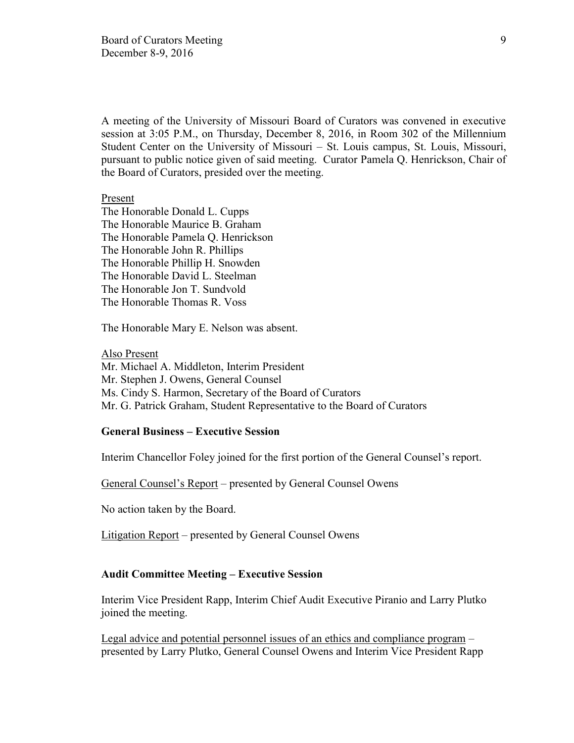A meeting of the University of Missouri Board of Curators was convened in executive session at 3:05 P.M., on Thursday, December 8, 2016, in Room 302 of the Millennium Student Center on the University of Missouri – St. Louis campus, St. Louis, Missouri, pursuant to public notice given of said meeting. Curator Pamela Q. Henrickson, Chair of the Board of Curators, presided over the meeting.

Present

The Honorable Donald L. Cupps
The Honorable Maurice B. Graham
The Honorable Pamela Q. Henrickson
The Honorable John R. Phillips
The Honorable Phillip H. Snowden
The Honorable David L. Steelman
The Honorable Jon T. Sundvold
The Honorable Thomas R. Voss

The Honorable Mary E. Nelson was absent.

Also Present

Mr. Michael A. Middleton, Interim President
Mr. Stephen J. Owens, General Counsel
Ms. Cindy S. Harmon, Secretary of the Board of Curators
Mr. G. Patrick Graham, Student Representative to the Board of Curators

**General Business – Executive Session**

Interim Chancellor Foley joined for the first portion of the General Counsel's report.

General Counsel's Report – presented by General Counsel Owens

No action taken by the Board.

Litigation Report – presented by General Counsel Owens

**Audit Committee Meeting – Executive Session**

Interim Vice President Rapp, Interim Chief Audit Executive Piranio and Larry Plutko joined the meeting.

Legal advice and potential personnel issues of an ethics and compliance program – presented by Larry Plutko, General Counsel Owens and Interim Vice President Rapp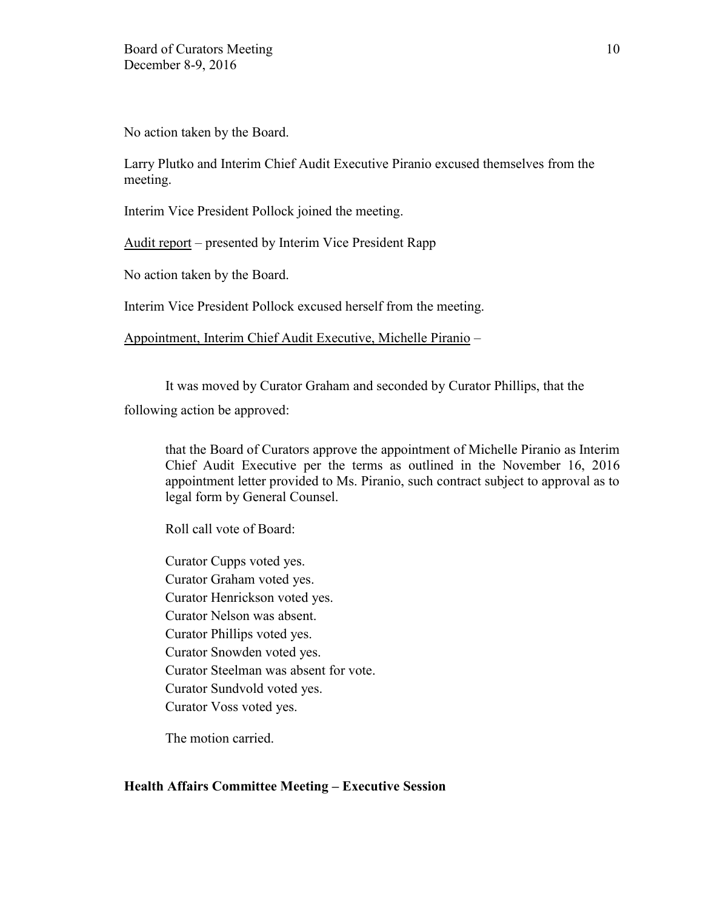No action taken by the Board.

Larry Plutko and Interim Chief Audit Executive Piranio excused themselves from the meeting.

Interim Vice President Pollock joined the meeting.

Audit report – presented by Interim Vice President Rapp

No action taken by the Board.

Interim Vice President Pollock excused herself from the meeting.

Appointment, Interim Chief Audit Executive, Michelle Piranio –

It was moved by Curator Graham and seconded by Curator Phillips, that the following action be approved:

> that the Board of Curators approve the appointment of Michelle Piranio as Interim Chief Audit Executive per the terms as outlined in the November 16, 2016 appointment letter provided to Ms. Piranio, such contract subject to approval as to legal form by General Counsel.
>
> Roll call vote of Board:
>
> Curator Cupps voted yes.
> Curator Graham voted yes.
> Curator Henrickson voted yes.
> Curator Nelson was absent.
> Curator Phillips voted yes.
> Curator Snowden voted yes.
> Curator Steelman was absent for vote.
> Curator Sundvold voted yes.
> Curator Voss voted yes.
>
> The motion carried.

**Health Affairs Committee Meeting – Executive Session**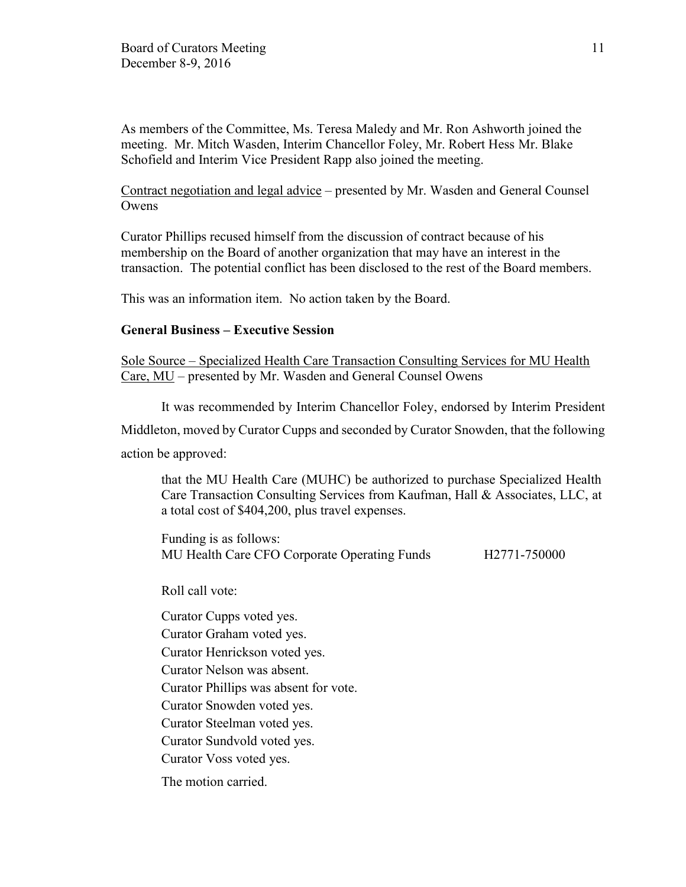As members of the Committee, Ms. Teresa Maledy and Mr. Ron Ashworth joined the meeting. Mr. Mitch Wasden, Interim Chancellor Foley, Mr. Robert Hess Mr. Blake Schofield and Interim Vice President Rapp also joined the meeting.

Contract negotiation and legal advice – presented by Mr. Wasden and General Counsel Owens

Curator Phillips recused himself from the discussion of contract because of his membership on the Board of another organization that may have an interest in the transaction. The potential conflict has been disclosed to the rest of the Board members.

This was an information item. No action taken by the Board.

**General Business – Executive Session**

Sole Source – Specialized Health Care Transaction Consulting Services for MU Health Care, MU – presented by Mr. Wasden and General Counsel Owens

It was recommended by Interim Chancellor Foley, endorsed by Interim President Middleton, moved by Curator Cupps and seconded by Curator Snowden, that the following action be approved:

> that the MU Health Care (MUHC) be authorized to purchase Specialized Health Care Transaction Consulting Services from Kaufman, Hall & Associates, LLC, at a total cost of $404,200, plus travel expenses.
>
> Funding is as follows:
> MU Health Care CFO Corporate Operating Funds H2771-750000
>
> Roll call vote:
>
> Curator Cupps voted yes.
> Curator Graham voted yes.
> Curator Henrickson voted yes.
> Curator Nelson was absent.
> Curator Phillips was absent for vote.
> Curator Snowden voted yes.
> Curator Steelman voted yes.
> Curator Sundvold voted yes.
> Curator Voss voted yes.
>
> The motion carried.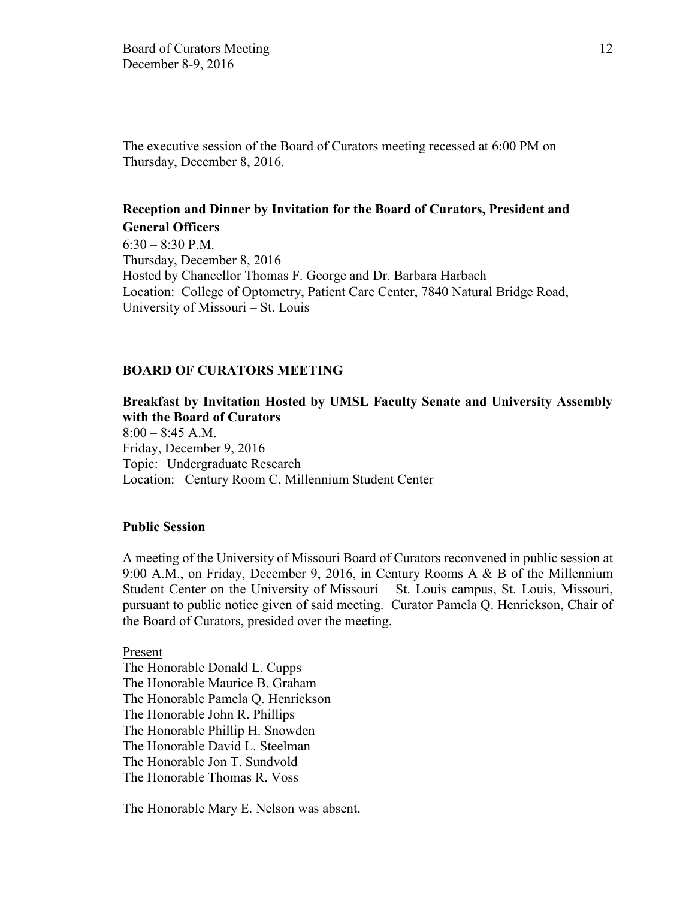The executive session of the Board of Curators meeting recessed at 6:00 PM on Thursday, December 8, 2016.

**Reception and Dinner by Invitation for the Board of Curators, President and General Officers**
6:30 – 8:30 P.M.
Thursday, December 8, 2016
Hosted by Chancellor Thomas F. George and Dr. Barbara Harbach
Location: College of Optometry, Patient Care Center, 7840 Natural Bridge Road, University of Missouri – St. Louis

**BOARD OF CURATORS MEETING**

**Breakfast by Invitation Hosted by UMSL Faculty Senate and University Assembly with the Board of Curators**
8:00 – 8:45 A.M.
Friday, December 9, 2016
Topic: Undergraduate Research
Location: Century Room C, Millennium Student Center

**Public Session**

A meeting of the University of Missouri Board of Curators reconvened in public session at 9:00 A.M., on Friday, December 9, 2016, in Century Rooms A & B of the Millennium Student Center on the University of Missouri – St. Louis campus, St. Louis, Missouri, pursuant to public notice given of said meeting. Curator Pamela Q. Henrickson, Chair of the Board of Curators, presided over the meeting.

Present
The Honorable Donald L. Cupps
The Honorable Maurice B. Graham
The Honorable Pamela Q. Henrickson
The Honorable John R. Phillips
The Honorable Phillip H. Snowden
The Honorable David L. Steelman
The Honorable Jon T. Sundvold
The Honorable Thomas R. Voss

The Honorable Mary E. Nelson was absent.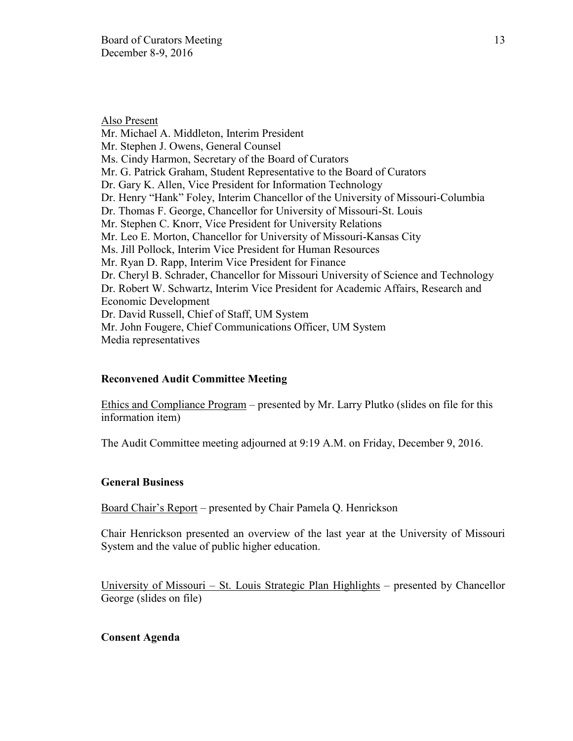Also Present

Mr. Michael A. Middleton, Interim President
Mr. Stephen J. Owens, General Counsel
Ms. Cindy Harmon, Secretary of the Board of Curators
Mr. G. Patrick Graham, Student Representative to the Board of Curators
Dr. Gary K. Allen, Vice President for Information Technology
Dr. Henry "Hank" Foley, Interim Chancellor of the University of Missouri-Columbia
Dr. Thomas F. George, Chancellor for University of Missouri-St. Louis
Mr. Stephen C. Knorr, Vice President for University Relations
Mr. Leo E. Morton, Chancellor for University of Missouri-Kansas City
Ms. Jill Pollock, Interim Vice President for Human Resources
Mr. Ryan D. Rapp, Interim Vice President for Finance
Dr. Cheryl B. Schrader, Chancellor for Missouri University of Science and Technology
Dr. Robert W. Schwartz, Interim Vice President for Academic Affairs, Research and Economic Development
Dr. David Russell, Chief of Staff, UM System
Mr. John Fougere, Chief Communications Officer, UM System
Media representatives

**Reconvened Audit Committee Meeting**

Ethics and Compliance Program – presented by Mr. Larry Plutko (slides on file for this information item)

The Audit Committee meeting adjourned at 9:19 A.M. on Friday, December 9, 2016.

**General Business**

Board Chair's Report – presented by Chair Pamela Q. Henrickson

Chair Henrickson presented an overview of the last year at the University of Missouri System and the value of public higher education.

University of Missouri – St. Louis Strategic Plan Highlights – presented by Chancellor George (slides on file)

**Consent Agenda**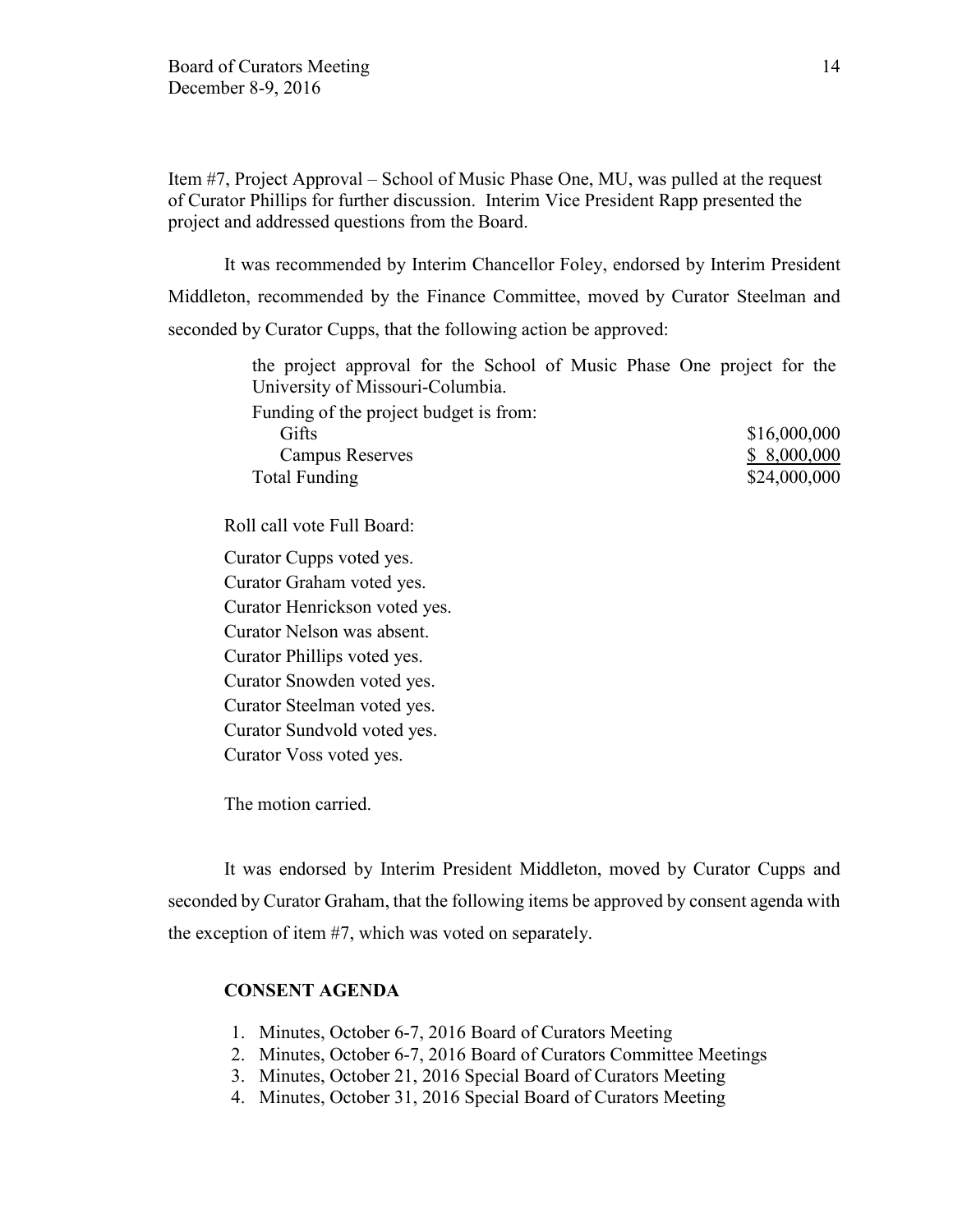Item #7, Project Approval – School of Music Phase One, MU, was pulled at the request of Curator Phillips for further discussion. Interim Vice President Rapp presented the project and addressed questions from the Board.

It was recommended by Interim Chancellor Foley, endorsed by Interim President Middleton, recommended by the Finance Committee, moved by Curator Steelman and seconded by Curator Cupps, that the following action be approved:

> the project approval for the School of Music Phase One project for the University of Missouri-Columbia.
>
> Funding of the project budget is from:

| | |
|---|---|
| Gifts | $16,000,000 |
| Campus Reserves | $ 8,000,000 |
| Total Funding | $24,000,000 |

Roll call vote Full Board:

Curator Cupps voted yes.
Curator Graham voted yes.
Curator Henrickson voted yes.
Curator Nelson was absent.
Curator Phillips voted yes.
Curator Snowden voted yes.
Curator Steelman voted yes.
Curator Sundvold voted yes.
Curator Voss voted yes.

The motion carried.

It was endorsed by Interim President Middleton, moved by Curator Cupps and seconded by Curator Graham, that the following items be approved by consent agenda with the exception of item #7, which was voted on separately.

**CONSENT AGENDA**

1. Minutes, October 6-7, 2016 Board of Curators Meeting
2. Minutes, October 6-7, 2016 Board of Curators Committee Meetings
3. Minutes, October 21, 2016 Special Board of Curators Meeting
4. Minutes, October 31, 2016 Special Board of Curators Meeting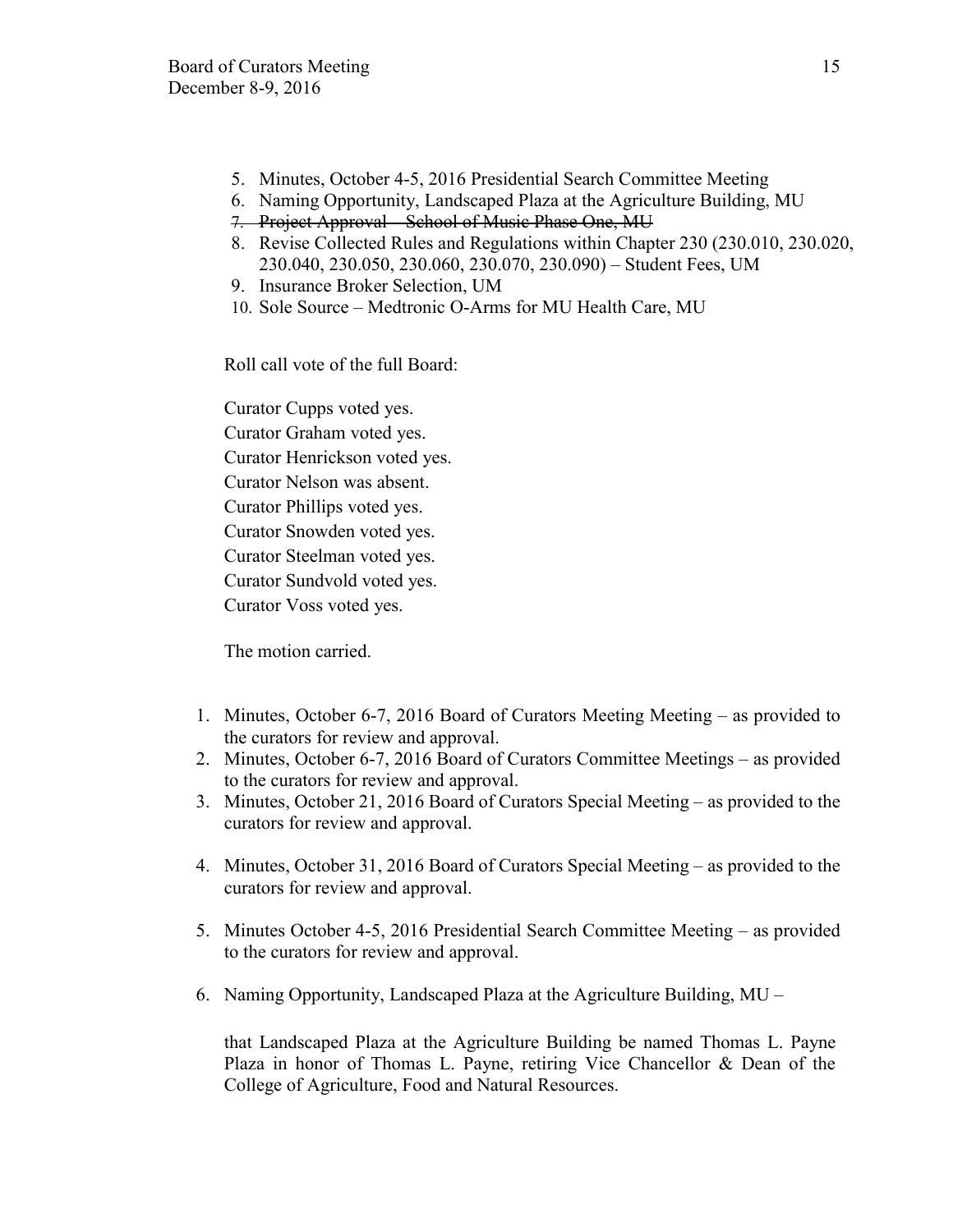5. Minutes, October 4-5, 2016 Presidential Search Committee Meeting
6. Naming Opportunity, Landscaped Plaza at the Agriculture Building, MU
7. ~~Project Approval – School of Music Phase One, MU~~
8. Revise Collected Rules and Regulations within Chapter 230 (230.010, 230.020, 230.040, 230.050, 230.060, 230.070, 230.090) – Student Fees, UM
9. Insurance Broker Selection, UM
10. Sole Source – Medtronic O-Arms for MU Health Care, MU

Roll call vote of the full Board:

Curator Cupps voted yes.
Curator Graham voted yes.
Curator Henrickson voted yes.
Curator Nelson was absent.
Curator Phillips voted yes.
Curator Snowden voted yes.
Curator Steelman voted yes.
Curator Sundvold voted yes.
Curator Voss voted yes.

The motion carried.

1. Minutes, October 6-7, 2016 Board of Curators Meeting Meeting – as provided to the curators for review and approval.
2. Minutes, October 6-7, 2016 Board of Curators Committee Meetings – as provided to the curators for review and approval.
3. Minutes, October 21, 2016 Board of Curators Special Meeting – as provided to the curators for review and approval.

4. Minutes, October 31, 2016 Board of Curators Special Meeting – as provided to the curators for review and approval.

5. Minutes October 4-5, 2016 Presidential Search Committee Meeting – as provided to the curators for review and approval.

6. Naming Opportunity, Landscaped Plaza at the Agriculture Building, MU –

   that Landscaped Plaza at the Agriculture Building be named Thomas L. Payne Plaza in honor of Thomas L. Payne, retiring Vice Chancellor & Dean of the College of Agriculture, Food and Natural Resources.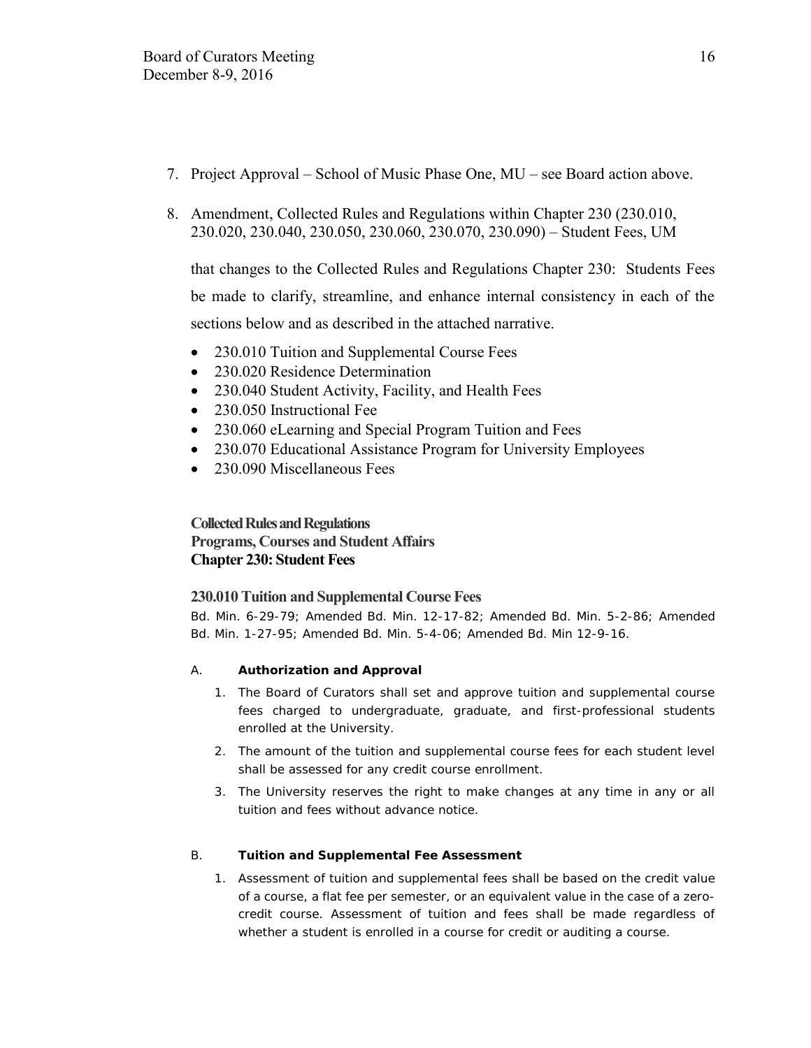7. Project Approval – School of Music Phase One, MU – see Board action above.

8. Amendment, Collected Rules and Regulations within Chapter 230 (230.010, 230.020, 230.040, 230.050, 230.060, 230.070, 230.090) – Student Fees, UM

   that changes to the Collected Rules and Regulations Chapter 230: Students Fees be made to clarify, streamline, and enhance internal consistency in each of the sections below and as described in the attached narrative.

   - 230.010 Tuition and Supplemental Course Fees
   - 230.020 Residence Determination
   - 230.040 Student Activity, Facility, and Health Fees
   - 230.050 Instructional Fee
   - 230.060 eLearning and Special Program Tuition and Fees
   - 230.070 Educational Assistance Program for University Employees
   - 230.090 Miscellaneous Fees

**Collected Rules and Regulations**
**Programs, Courses and Student Affairs**
**Chapter 230: Student Fees**

### 230.010 Tuition and Supplemental Course Fees

Bd. Min. 6-29-79; Amended Bd. Min. 12-17-82; Amended Bd. Min. 5-2-86; Amended Bd. Min. 1-27-95; Amended Bd. Min. 5-4-06; Amended Bd. Min 12-9-16.

A. **Authorization and Approval**

1. The Board of Curators shall set and approve tuition and supplemental course fees charged to undergraduate, graduate, and first-professional students enrolled at the University.
2. The amount of the tuition and supplemental course fees for each student level shall be assessed for any credit course enrollment.
3. The University reserves the right to make changes at any time in any or all tuition and fees without advance notice.

B. **Tuition and Supplemental Fee Assessment**

1. Assessment of tuition and supplemental fees shall be based on the credit value of a course, a flat fee per semester, or an equivalent value in the case of a zero-credit course. Assessment of tuition and fees shall be made regardless of whether a student is enrolled in a course for credit or auditing a course.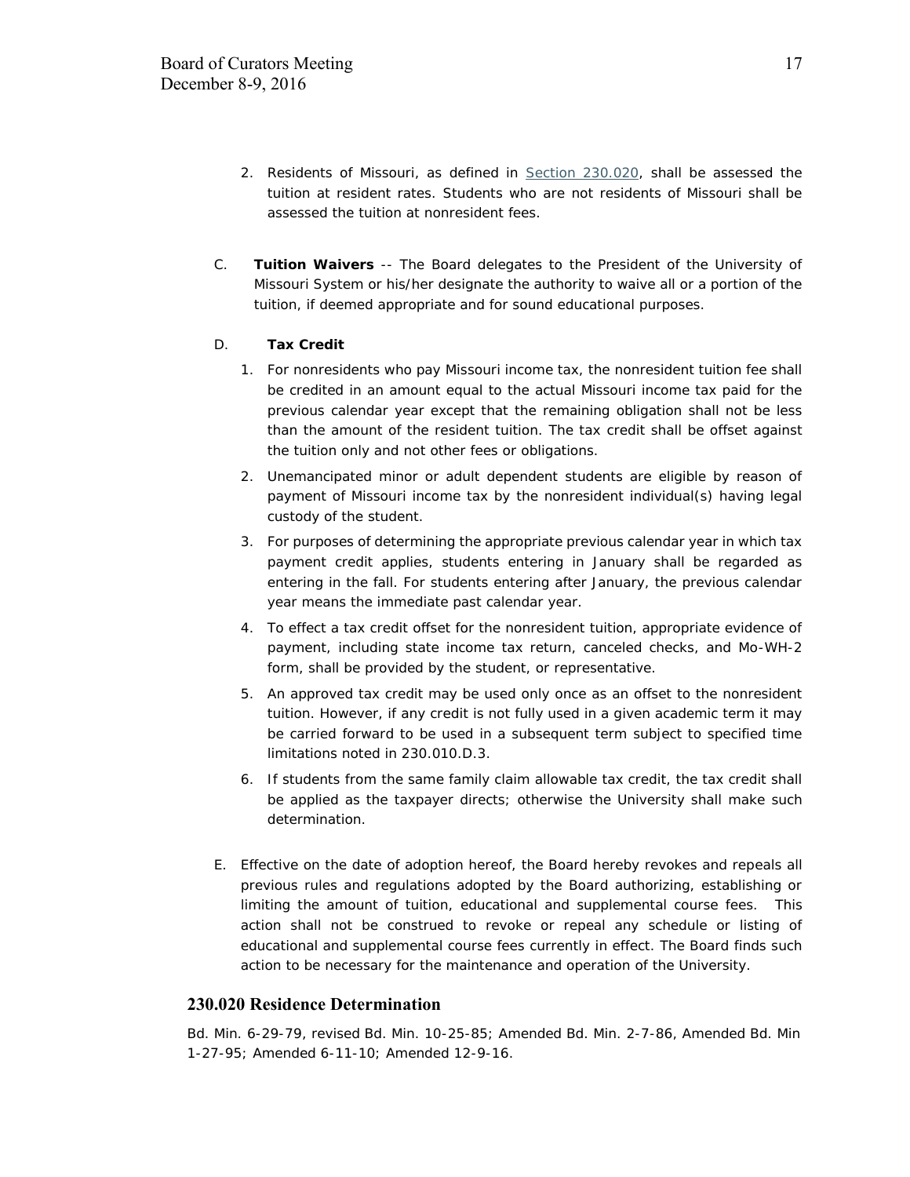2. Residents of Missouri, as defined in Section 230.020, shall be assessed the tuition at resident rates. Students who are not residents of Missouri shall be assessed the tuition at nonresident fees.

C. **Tuition Waivers** -- The Board delegates to the President of the University of Missouri System or his/her designate the authority to waive all or a portion of the tuition, if deemed appropriate and for sound educational purposes.

D. **Tax Credit**

1. For nonresidents who pay Missouri income tax, the nonresident tuition fee shall be credited in an amount equal to the actual Missouri income tax paid for the previous calendar year except that the remaining obligation shall not be less than the amount of the resident tuition. The tax credit shall be offset against the tuition only and not other fees or obligations.
2. Unemancipated minor or adult dependent students are eligible by reason of payment of Missouri income tax by the nonresident individual(s) having legal custody of the student.
3. For purposes of determining the appropriate previous calendar year in which tax payment credit applies, students entering in January shall be regarded as entering in the fall. For students entering after January, the previous calendar year means the immediate past calendar year.
4. To effect a tax credit offset for the nonresident tuition, appropriate evidence of payment, including state income tax return, canceled checks, and Mo-WH-2 form, shall be provided by the student, or representative.
5. An approved tax credit may be used only once as an offset to the nonresident tuition. However, if any credit is not fully used in a given academic term it may be carried forward to be used in a subsequent term subject to specified time limitations noted in 230.010.D.3.
6. If students from the same family claim allowable tax credit, the tax credit shall be applied as the taxpayer directs; otherwise the University shall make such determination.

E. Effective on the date of adoption hereof, the Board hereby revokes and repeals all previous rules and regulations adopted by the Board authorizing, establishing or limiting the amount of tuition, educational and supplemental course fees. This action shall not be construed to revoke or repeal any schedule or listing of educational and supplemental course fees currently in effect. The Board finds such action to be necessary for the maintenance and operation of the University.

## 230.020 Residence Determination

Bd. Min. 6-29-79, revised Bd. Min. 10-25-85; Amended Bd. Min. 2-7-86, Amended Bd. Min 1-27-95; Amended 6-11-10; Amended 12-9-16.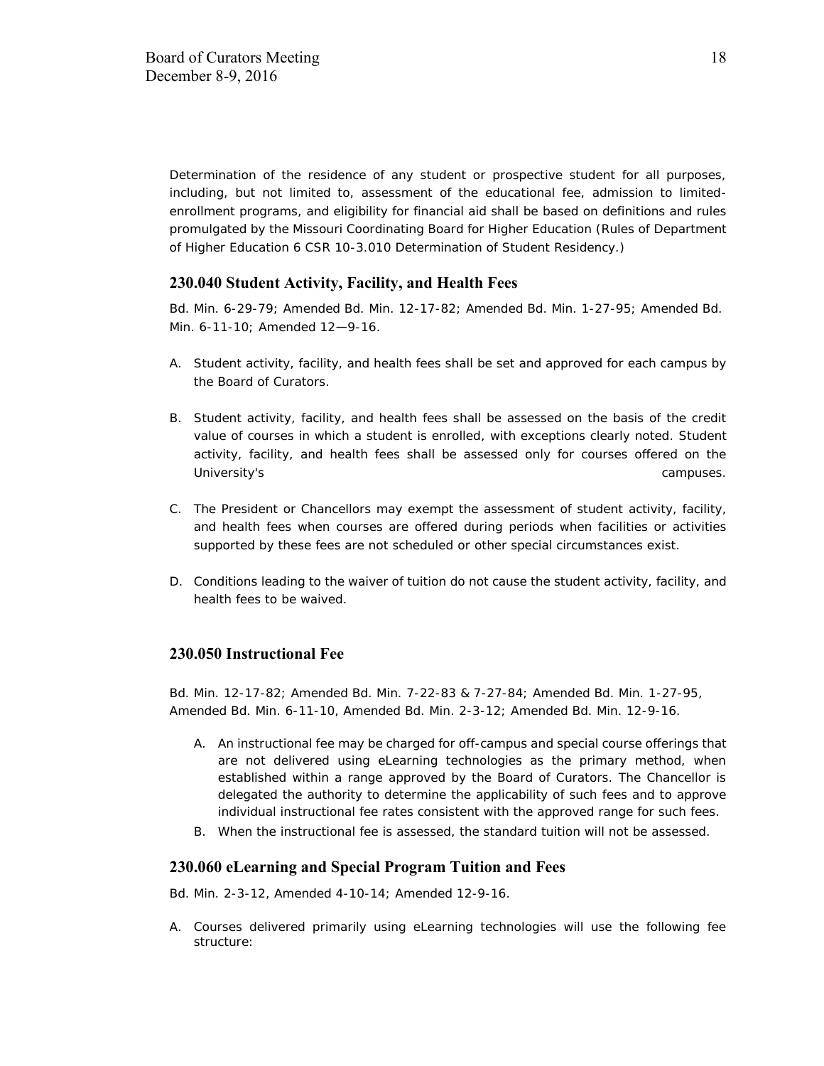Determination of the residence of any student or prospective student for all purposes, including, but not limited to, assessment of the educational fee, admission to limited-enrollment programs, and eligibility for financial aid shall be based on definitions and rules promulgated by the Missouri Coordinating Board for Higher Education (Rules of Department of Higher Education 6 CSR 10-3.010 Determination of Student Residency.)

### 230.040 Student Activity, Facility, and Health Fees

Bd. Min. 6-29-79; Amended Bd. Min. 12-17-82; Amended Bd. Min. 1-27-95; Amended Bd. Min. 6-11-10; Amended 12—9-16.

A. Student activity, facility, and health fees shall be set and approved for each campus by the Board of Curators.

B. Student activity, facility, and health fees shall be assessed on the basis of the credit value of courses in which a student is enrolled, with exceptions clearly noted. Student activity, facility, and health fees shall be assessed only for courses offered on the University's campuses.

C. The President or Chancellors may exempt the assessment of student activity, facility, and health fees when courses are offered during periods when facilities or activities supported by these fees are not scheduled or other special circumstances exist.

D. Conditions leading to the waiver of tuition do not cause the student activity, facility, and health fees to be waived.

### 230.050 Instructional Fee

Bd. Min. 12-17-82; Amended Bd. Min. 7-22-83 & 7-27-84; Amended Bd. Min. 1-27-95, Amended Bd. Min. 6-11-10, Amended Bd. Min. 2-3-12; Amended Bd. Min. 12-9-16.

A. An instructional fee may be charged for off-campus and special course offerings that are not delivered using eLearning technologies as the primary method, when established within a range approved by the Board of Curators. The Chancellor is delegated the authority to determine the applicability of such fees and to approve individual instructional fee rates consistent with the approved range for such fees.
B. When the instructional fee is assessed, the standard tuition will not be assessed.

### 230.060 eLearning and Special Program Tuition and Fees

Bd. Min. 2-3-12, Amended 4-10-14; Amended 12-9-16.

A. Courses delivered primarily using eLearning technologies will use the following fee structure: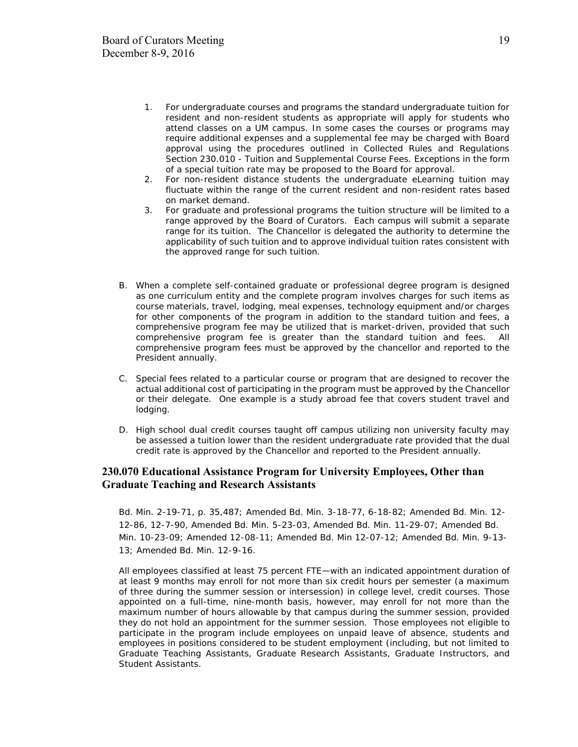1. For undergraduate courses and programs the standard undergraduate tuition for resident and non-resident students as appropriate will apply for students who attend classes on a UM campus. In some cases the courses or programs may require additional expenses and a supplemental fee may be charged with Board approval using the procedures outlined in Collected Rules and Regulations Section 230.010 - Tuition and Supplemental Course Fees. Exceptions in the form of a special tuition rate may be proposed to the Board for approval.
2. For non-resident distance students the undergraduate eLearning tuition may fluctuate within the range of the current resident and non-resident rates based on market demand.
3. For graduate and professional programs the tuition structure will be limited to a range approved by the Board of Curators. Each campus will submit a separate range for its tuition. The Chancellor is delegated the authority to determine the applicability of such tuition and to approve individual tuition rates consistent with the approved range for such tuition.

B. When a complete self-contained graduate or professional degree program is designed as one curriculum entity and the complete program involves charges for such items as course materials, travel, lodging, meal expenses, technology equipment and/or charges for other components of the program in addition to the standard tuition and fees, a comprehensive program fee may be utilized that is market-driven, provided that such comprehensive program fee is greater than the standard tuition and fees. All comprehensive program fees must be approved by the chancellor and reported to the President annually.

C. Special fees related to a particular course or program that are designed to recover the actual additional cost of participating in the program must be approved by the Chancellor or their delegate. One example is a study abroad fee that covers student travel and lodging.

D. High school dual credit courses taught off campus utilizing non university faculty may be assessed a tuition lower than the resident undergraduate rate provided that the dual credit rate is approved by the Chancellor and reported to the President annually.

## 230.070 Educational Assistance Program for University Employees, Other than Graduate Teaching and Research Assistants

Bd. Min. 2-19-71, p. 35,487; Amended Bd. Min. 3-18-77, 6-18-82; Amended Bd. Min. 12-12-86, 12-7-90, Amended Bd. Min. 5-23-03, Amended Bd. Min. 11-29-07; Amended Bd. Min. 10-23-09; Amended 12-08-11; Amended Bd. Min 12-07-12; Amended Bd. Min. 9-13-13; Amended Bd. Min. 12-9-16.

All employees classified at least 75 percent FTE—with an indicated appointment duration of at least 9 months may enroll for not more than six credit hours per semester (a maximum of three during the summer session or intersession) in college level, credit courses. Those appointed on a full-time, nine-month basis, however, may enroll for not more than the maximum number of hours allowable by that campus during the summer session, provided they do not hold an appointment for the summer session. Those employees not eligible to participate in the program include employees on unpaid leave of absence, students and employees in positions considered to be student employment (including, but not limited to Graduate Teaching Assistants, Graduate Research Assistants, Graduate Instructors, and Student Assistants.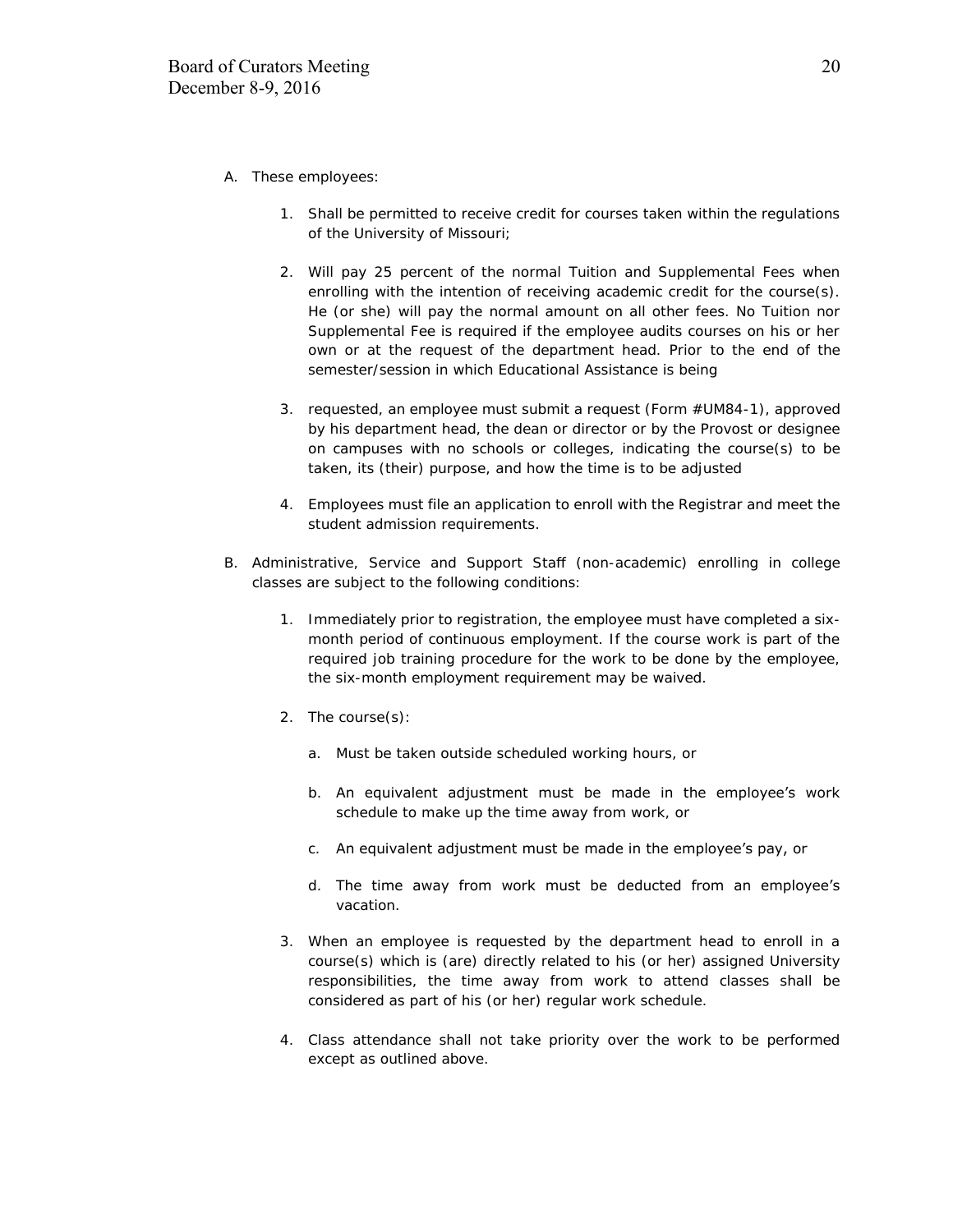A. These employees:

   1. Shall be permitted to receive credit for courses taken within the regulations of the University of Missouri;

   2. Will pay 25 percent of the normal Tuition and Supplemental Fees when enrolling with the intention of receiving academic credit for the course(s). He (or she) will pay the normal amount on all other fees. No Tuition nor Supplemental Fee is required if the employee audits courses on his or her own or at the request of the department head. Prior to the end of the semester/session in which Educational Assistance is being

   3. requested, an employee must submit a request (Form #UM84-1), approved by his department head, the dean or director or by the Provost or designee on campuses with no schools or colleges, indicating the course(s) to be taken, its (their) purpose, and how the time is to be adjusted

   4. Employees must file an application to enroll with the Registrar and meet the student admission requirements.

B. Administrative, Service and Support Staff (non-academic) enrolling in college classes are subject to the following conditions:

   1. Immediately prior to registration, the employee must have completed a six-month period of continuous employment. If the course work is part of the required job training procedure for the work to be done by the employee, the six-month employment requirement may be waived.

   2. The course(s):

      a. Must be taken outside scheduled working hours, or

      b. An equivalent adjustment must be made in the employee's work schedule to make up the time away from work, or

      c. An equivalent adjustment must be made in the employee's pay, or

      d. The time away from work must be deducted from an employee's vacation.

   3. When an employee is requested by the department head to enroll in a course(s) which is (are) directly related to his (or her) assigned University responsibilities, the time away from work to attend classes shall be considered as part of his (or her) regular work schedule.

   4. Class attendance shall not take priority over the work to be performed except as outlined above.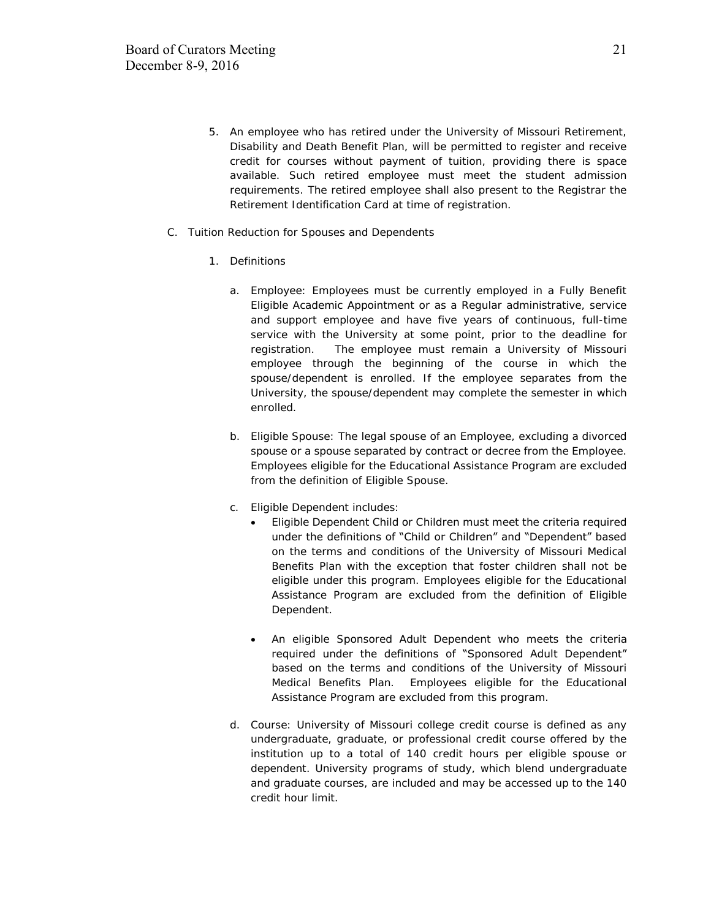5. An employee who has retired under the University of Missouri Retirement, Disability and Death Benefit Plan, will be permitted to register and receive credit for courses without payment of tuition, providing there is space available. Such retired employee must meet the student admission requirements. The retired employee shall also present to the Registrar the Retirement Identification Card at time of registration.

C. Tuition Reduction for Spouses and Dependents

1. Definitions

   a. Employee: Employees must be currently employed in a Fully Benefit Eligible Academic Appointment or as a Regular administrative, service and support employee and have five years of continuous, full-time service with the University at some point, prior to the deadline for registration. The employee must remain a University of Missouri employee through the beginning of the course in which the spouse/dependent is enrolled. If the employee separates from the University, the spouse/dependent may complete the semester in which enrolled.

   b. Eligible Spouse: The legal spouse of an Employee, excluding a divorced spouse or a spouse separated by contract or decree from the Employee. Employees eligible for the Educational Assistance Program are excluded from the definition of Eligible Spouse.

   c. Eligible Dependent includes:

      - Eligible Dependent Child or Children must meet the criteria required under the definitions of "Child or Children" and "Dependent" based on the terms and conditions of the University of Missouri Medical Benefits Plan with the exception that foster children shall not be eligible under this program. Employees eligible for the Educational Assistance Program are excluded from the definition of Eligible Dependent.

      - An eligible Sponsored Adult Dependent who meets the criteria required under the definitions of "Sponsored Adult Dependent" based on the terms and conditions of the University of Missouri Medical Benefits Plan. Employees eligible for the Educational Assistance Program are excluded from this program.

   d. Course: University of Missouri college credit course is defined as any undergraduate, graduate, or professional credit course offered by the institution up to a total of 140 credit hours per eligible spouse or dependent. University programs of study, which blend undergraduate and graduate courses, are included and may be accessed up to the 140 credit hour limit.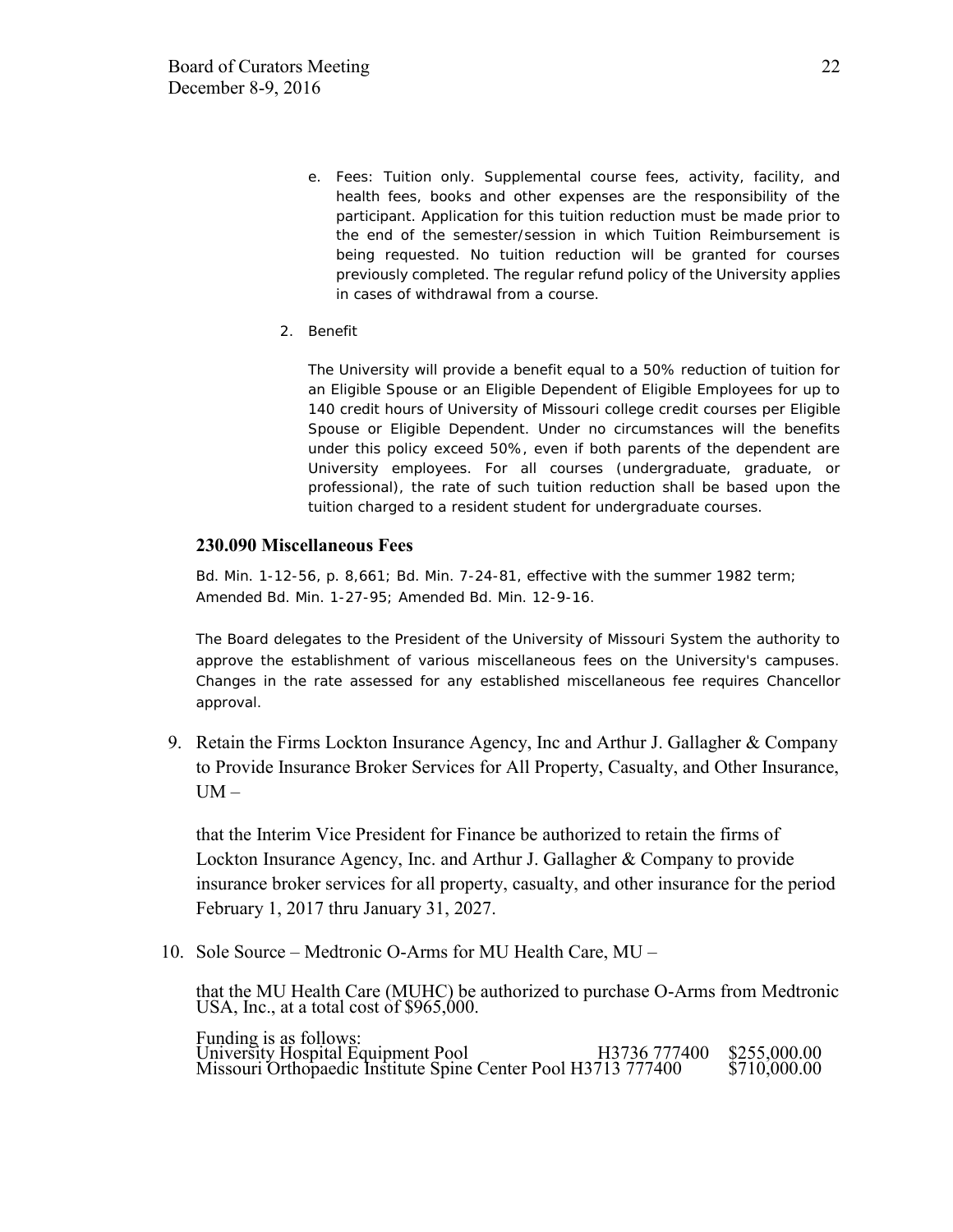e. Fees: Tuition only. Supplemental course fees, activity, facility, and health fees, books and other expenses are the responsibility of the participant. Application for this tuition reduction must be made prior to the end of the semester/session in which Tuition Reimbursement is being requested. No tuition reduction will be granted for courses previously completed. The regular refund policy of the University applies in cases of withdrawal from a course.

2. Benefit

   The University will provide a benefit equal to a 50% reduction of tuition for an Eligible Spouse or an Eligible Dependent of Eligible Employees for up to 140 credit hours of University of Missouri college credit courses per Eligible Spouse or Eligible Dependent. Under no circumstances will the benefits under this policy exceed 50%, even if both parents of the dependent are University employees. For all courses (undergraduate, graduate, or professional), the rate of such tuition reduction shall be based upon the tuition charged to a resident student for undergraduate courses.

### 230.090 Miscellaneous Fees

Bd. Min. 1-12-56, p. 8,661; Bd. Min. 7-24-81, effective with the summer 1982 term; Amended Bd. Min. 1-27-95; Amended Bd. Min. 12-9-16.

The Board delegates to the President of the University of Missouri System the authority to approve the establishment of various miscellaneous fees on the University's campuses. Changes in the rate assessed for any established miscellaneous fee requires Chancellor approval.

9. Retain the Firms Lockton Insurance Agency, Inc and Arthur J. Gallagher & Company to Provide Insurance Broker Services for All Property, Casualty, and Other Insurance, UM –

   that the Interim Vice President for Finance be authorized to retain the firms of Lockton Insurance Agency, Inc. and Arthur J. Gallagher & Company to provide insurance broker services for all property, casualty, and other insurance for the period February 1, 2017 thru January 31, 2027.

10. Sole Source – Medtronic O-Arms for MU Health Care, MU –

    that the MU Health Care (MUHC) be authorized to purchase O-Arms from Medtronic USA, Inc., at a total cost of $965,000.

    Funding is as follows:

| | | |
|---|---|---|
| University Hospital Equipment Pool | H3736 777400 | $255,000.00 |
| Missouri Orthopaedic Institute Spine Center Pool | H3713 777400 | $710,000.00 |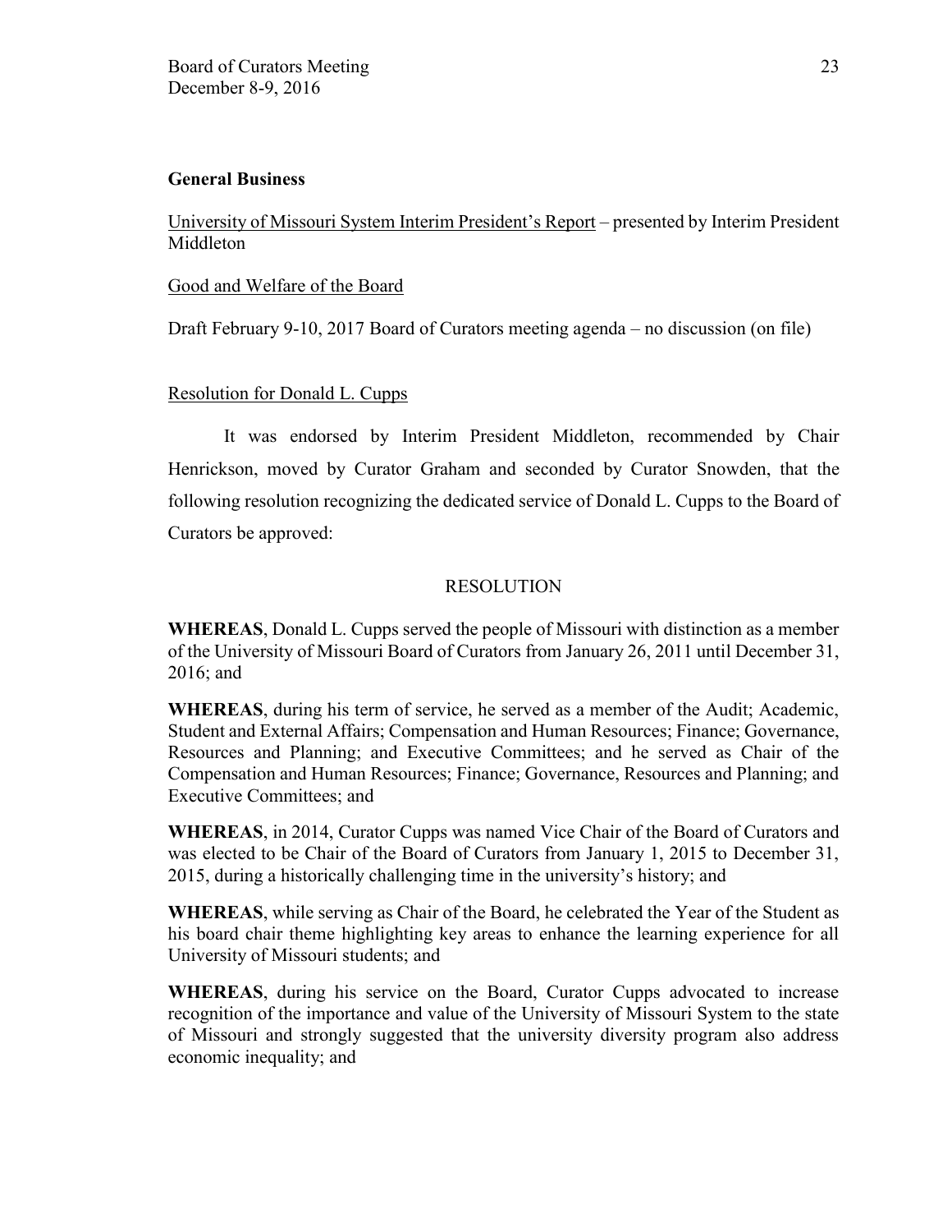**General Business**

University of Missouri System Interim President's Report – presented by Interim President Middleton

Good and Welfare of the Board

Draft February 9-10, 2017 Board of Curators meeting agenda – no discussion (on file)

Resolution for Donald L. Cupps

It was endorsed by Interim President Middleton, recommended by Chair Henrickson, moved by Curator Graham and seconded by Curator Snowden, that the following resolution recognizing the dedicated service of Donald L. Cupps to the Board of Curators be approved:

RESOLUTION

**WHEREAS**, Donald L. Cupps served the people of Missouri with distinction as a member of the University of Missouri Board of Curators from January 26, 2011 until December 31, 2016; and

**WHEREAS**, during his term of service, he served as a member of the Audit; Academic, Student and External Affairs; Compensation and Human Resources; Finance; Governance, Resources and Planning; and Executive Committees; and he served as Chair of the Compensation and Human Resources; Finance; Governance, Resources and Planning; and Executive Committees; and

**WHEREAS**, in 2014, Curator Cupps was named Vice Chair of the Board of Curators and was elected to be Chair of the Board of Curators from January 1, 2015 to December 31, 2015, during a historically challenging time in the university's history; and

**WHEREAS**, while serving as Chair of the Board, he celebrated the Year of the Student as his board chair theme highlighting key areas to enhance the learning experience for all University of Missouri students; and

**WHEREAS**, during his service on the Board, Curator Cupps advocated to increase recognition of the importance and value of the University of Missouri System to the state of Missouri and strongly suggested that the university diversity program also address economic inequality; and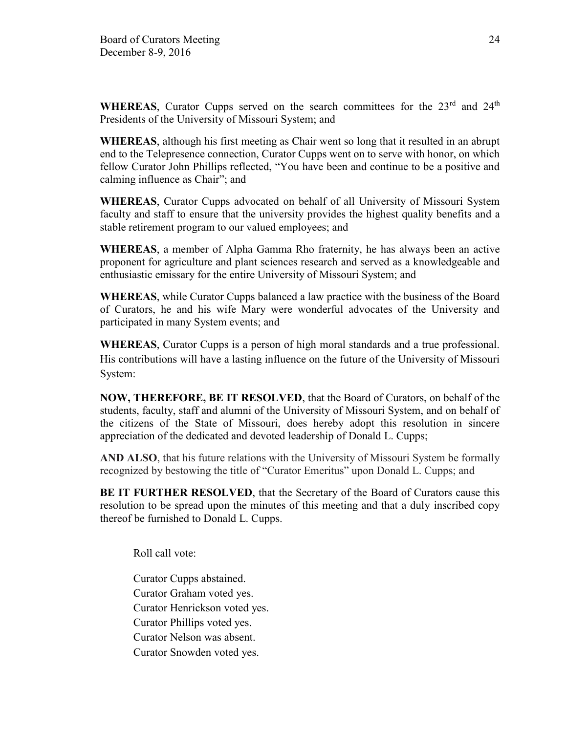**WHEREAS**, Curator Cupps served on the search committees for the 23rd and 24th Presidents of the University of Missouri System; and

**WHEREAS**, although his first meeting as Chair went so long that it resulted in an abrupt end to the Telepresence connection, Curator Cupps went on to serve with honor, on which fellow Curator John Phillips reflected, "You have been and continue to be a positive and calming influence as Chair"; and

**WHEREAS**, Curator Cupps advocated on behalf of all University of Missouri System faculty and staff to ensure that the university provides the highest quality benefits and a stable retirement program to our valued employees; and

**WHEREAS**, a member of Alpha Gamma Rho fraternity, he has always been an active proponent for agriculture and plant sciences research and served as a knowledgeable and enthusiastic emissary for the entire University of Missouri System; and

**WHEREAS**, while Curator Cupps balanced a law practice with the business of the Board of Curators, he and his wife Mary were wonderful advocates of the University and participated in many System events; and

**WHEREAS**, Curator Cupps is a person of high moral standards and a true professional. His contributions will have a lasting influence on the future of the University of Missouri System:

**NOW, THEREFORE, BE IT RESOLVED**, that the Board of Curators, on behalf of the students, faculty, staff and alumni of the University of Missouri System, and on behalf of the citizens of the State of Missouri, does hereby adopt this resolution in sincere appreciation of the dedicated and devoted leadership of Donald L. Cupps;

**AND ALSO**, that his future relations with the University of Missouri System be formally recognized by bestowing the title of "Curator Emeritus" upon Donald L. Cupps; and

**BE IT FURTHER RESOLVED**, that the Secretary of the Board of Curators cause this resolution to be spread upon the minutes of this meeting and that a duly inscribed copy thereof be furnished to Donald L. Cupps.

Roll call vote:

Curator Cupps abstained.
Curator Graham voted yes.
Curator Henrickson voted yes.
Curator Phillips voted yes.
Curator Nelson was absent.
Curator Snowden voted yes.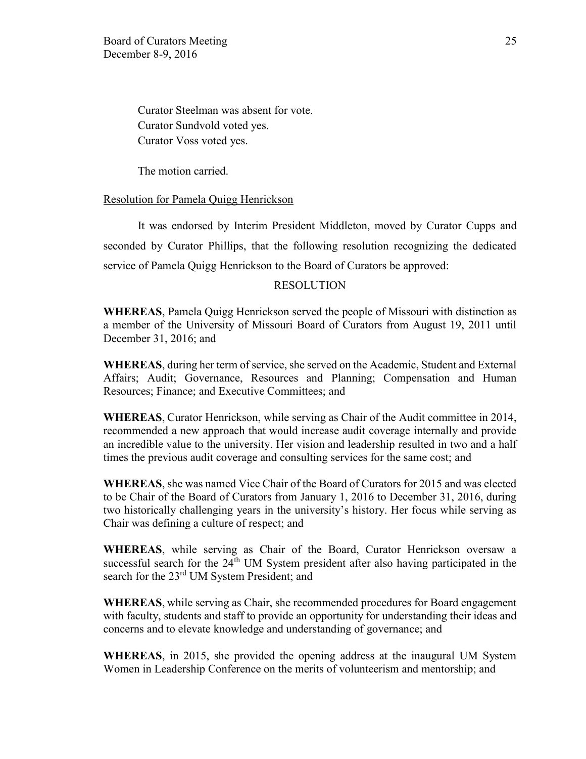Curator Steelman was absent for vote.
Curator Sundvold voted yes.
Curator Voss voted yes.

The motion carried.

Resolution for Pamela Quigg Henrickson

It was endorsed by Interim President Middleton, moved by Curator Cupps and seconded by Curator Phillips, that the following resolution recognizing the dedicated service of Pamela Quigg Henrickson to the Board of Curators be approved:

RESOLUTION

**WHEREAS**, Pamela Quigg Henrickson served the people of Missouri with distinction as a member of the University of Missouri Board of Curators from August 19, 2011 until December 31, 2016; and

**WHEREAS**, during her term of service, she served on the Academic, Student and External Affairs; Audit; Governance, Resources and Planning; Compensation and Human Resources; Finance; and Executive Committees; and

**WHEREAS**, Curator Henrickson, while serving as Chair of the Audit committee in 2014, recommended a new approach that would increase audit coverage internally and provide an incredible value to the university. Her vision and leadership resulted in two and a half times the previous audit coverage and consulting services for the same cost; and

**WHEREAS**, she was named Vice Chair of the Board of Curators for 2015 and was elected to be Chair of the Board of Curators from January 1, 2016 to December 31, 2016, during two historically challenging years in the university's history. Her focus while serving as Chair was defining a culture of respect; and

**WHEREAS**, while serving as Chair of the Board, Curator Henrickson oversaw a successful search for the 24th UM System president after also having participated in the search for the 23rd UM System President; and

**WHEREAS**, while serving as Chair, she recommended procedures for Board engagement with faculty, students and staff to provide an opportunity for understanding their ideas and concerns and to elevate knowledge and understanding of governance; and

**WHEREAS**, in 2015, she provided the opening address at the inaugural UM System Women in Leadership Conference on the merits of volunteerism and mentorship; and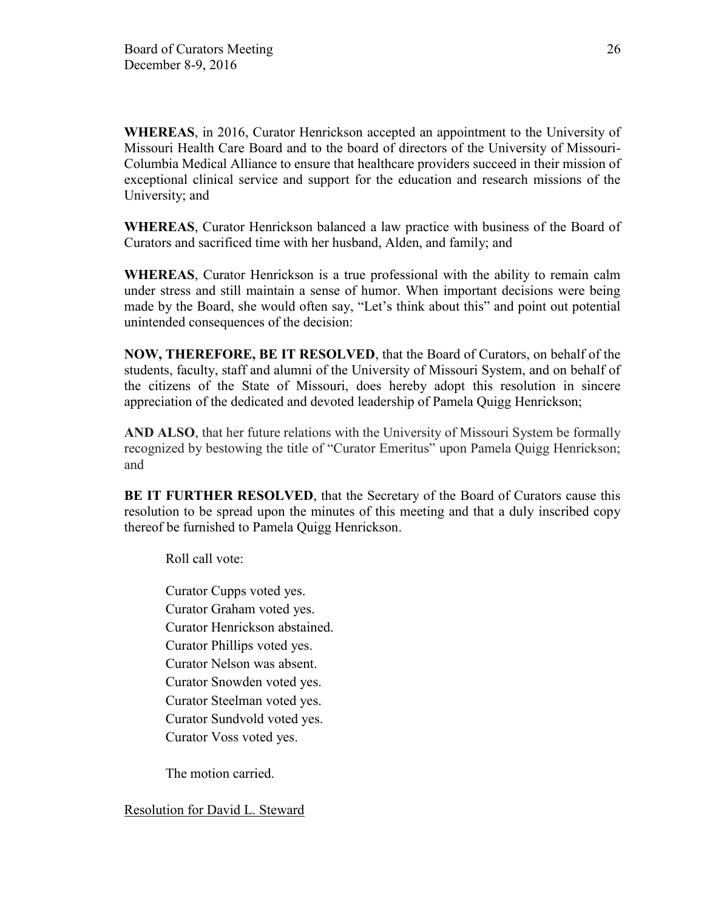**WHEREAS**, in 2016, Curator Henrickson accepted an appointment to the University of Missouri Health Care Board and to the board of directors of the University of Missouri-Columbia Medical Alliance to ensure that healthcare providers succeed in their mission of exceptional clinical service and support for the education and research missions of the University; and

**WHEREAS**, Curator Henrickson balanced a law practice with business of the Board of Curators and sacrificed time with her husband, Alden, and family; and

**WHEREAS**, Curator Henrickson is a true professional with the ability to remain calm under stress and still maintain a sense of humor. When important decisions were being made by the Board, she would often say, "Let's think about this" and point out potential unintended consequences of the decision:

**NOW, THEREFORE, BE IT RESOLVED**, that the Board of Curators, on behalf of the students, faculty, staff and alumni of the University of Missouri System, and on behalf of the citizens of the State of Missouri, does hereby adopt this resolution in sincere appreciation of the dedicated and devoted leadership of Pamela Quigg Henrickson;

**AND ALSO**, that her future relations with the University of Missouri System be formally recognized by bestowing the title of "Curator Emeritus" upon Pamela Quigg Henrickson; and

**BE IT FURTHER RESOLVED**, that the Secretary of the Board of Curators cause this resolution to be spread upon the minutes of this meeting and that a duly inscribed copy thereof be furnished to Pamela Quigg Henrickson.

Roll call vote:

Curator Cupps voted yes.
Curator Graham voted yes.
Curator Henrickson abstained.
Curator Phillips voted yes.
Curator Nelson was absent.
Curator Snowden voted yes.
Curator Steelman voted yes.
Curator Sundvold voted yes.
Curator Voss voted yes.

The motion carried.

Resolution for David L. Steward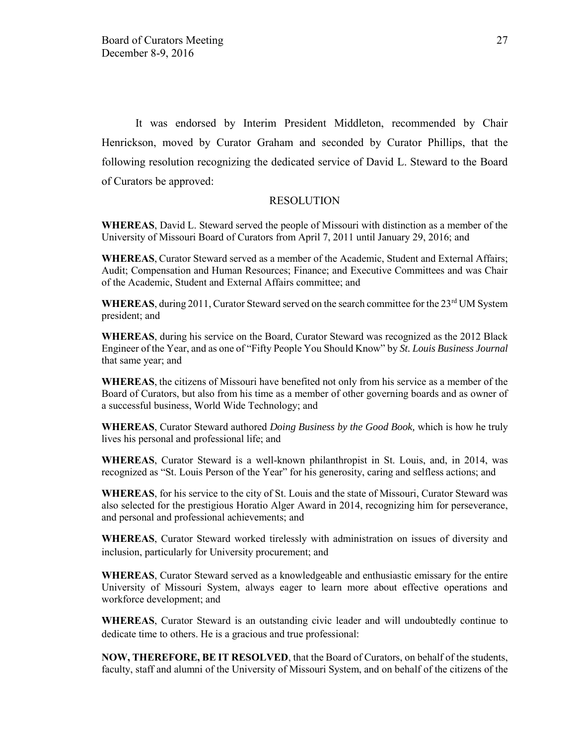It was endorsed by Interim President Middleton, recommended by Chair Henrickson, moved by Curator Graham and seconded by Curator Phillips, that the following resolution recognizing the dedicated service of David L. Steward to the Board of Curators be approved:

## RESOLUTION

**WHEREAS**, David L. Steward served the people of Missouri with distinction as a member of the University of Missouri Board of Curators from April 7, 2011 until January 29, 2016; and

**WHEREAS**, Curator Steward served as a member of the Academic, Student and External Affairs; Audit; Compensation and Human Resources; Finance; and Executive Committees and was Chair of the Academic, Student and External Affairs committee; and

**WHEREAS**, during 2011, Curator Steward served on the search committee for the 23rd UM System president; and

**WHEREAS**, during his service on the Board, Curator Steward was recognized as the 2012 Black Engineer of the Year, and as one of "Fifty People You Should Know" by *St. Louis Business Journal* that same year; and

**WHEREAS**, the citizens of Missouri have benefited not only from his service as a member of the Board of Curators, but also from his time as a member of other governing boards and as owner of a successful business, World Wide Technology; and

**WHEREAS**, Curator Steward authored *Doing Business by the Good Book,* which is how he truly lives his personal and professional life; and

**WHEREAS**, Curator Steward is a well-known philanthropist in St. Louis, and, in 2014, was recognized as "St. Louis Person of the Year" for his generosity, caring and selfless actions; and

**WHEREAS**, for his service to the city of St. Louis and the state of Missouri, Curator Steward was also selected for the prestigious Horatio Alger Award in 2014, recognizing him for perseverance, and personal and professional achievements; and

**WHEREAS**, Curator Steward worked tirelessly with administration on issues of diversity and inclusion, particularly for University procurement; and

**WHEREAS**, Curator Steward served as a knowledgeable and enthusiastic emissary for the entire University of Missouri System, always eager to learn more about effective operations and workforce development; and

**WHEREAS**, Curator Steward is an outstanding civic leader and will undoubtedly continue to dedicate time to others. He is a gracious and true professional:

**NOW, THEREFORE, BE IT RESOLVED**, that the Board of Curators, on behalf of the students, faculty, staff and alumni of the University of Missouri System, and on behalf of the citizens of the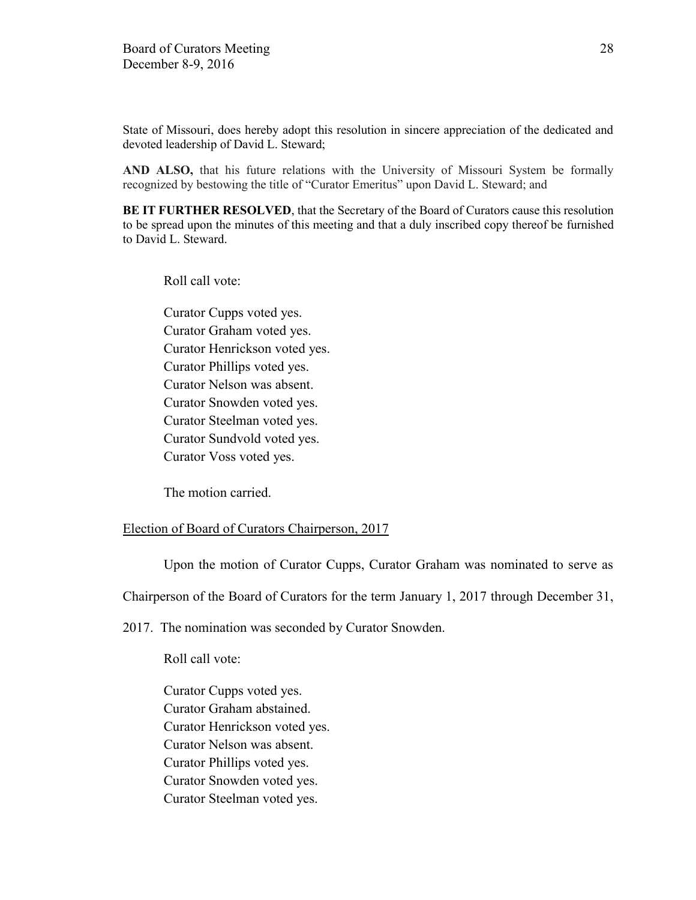State of Missouri, does hereby adopt this resolution in sincere appreciation of the dedicated and devoted leadership of David L. Steward;

**AND ALSO,** that his future relations with the University of Missouri System be formally recognized by bestowing the title of "Curator Emeritus" upon David L. Steward; and

**BE IT FURTHER RESOLVED**, that the Secretary of the Board of Curators cause this resolution to be spread upon the minutes of this meeting and that a duly inscribed copy thereof be furnished to David L. Steward.

Roll call vote:

Curator Cupps voted yes.
Curator Graham voted yes.
Curator Henrickson voted yes.
Curator Phillips voted yes.
Curator Nelson was absent.
Curator Snowden voted yes.
Curator Steelman voted yes.
Curator Sundvold voted yes.
Curator Voss voted yes.

The motion carried.

Election of Board of Curators Chairperson, 2017

Upon the motion of Curator Cupps, Curator Graham was nominated to serve as Chairperson of the Board of Curators for the term January 1, 2017 through December 31, 2017. The nomination was seconded by Curator Snowden.

Roll call vote:

Curator Cupps voted yes.
Curator Graham abstained.
Curator Henrickson voted yes.
Curator Nelson was absent.
Curator Phillips voted yes.
Curator Snowden voted yes.
Curator Steelman voted yes.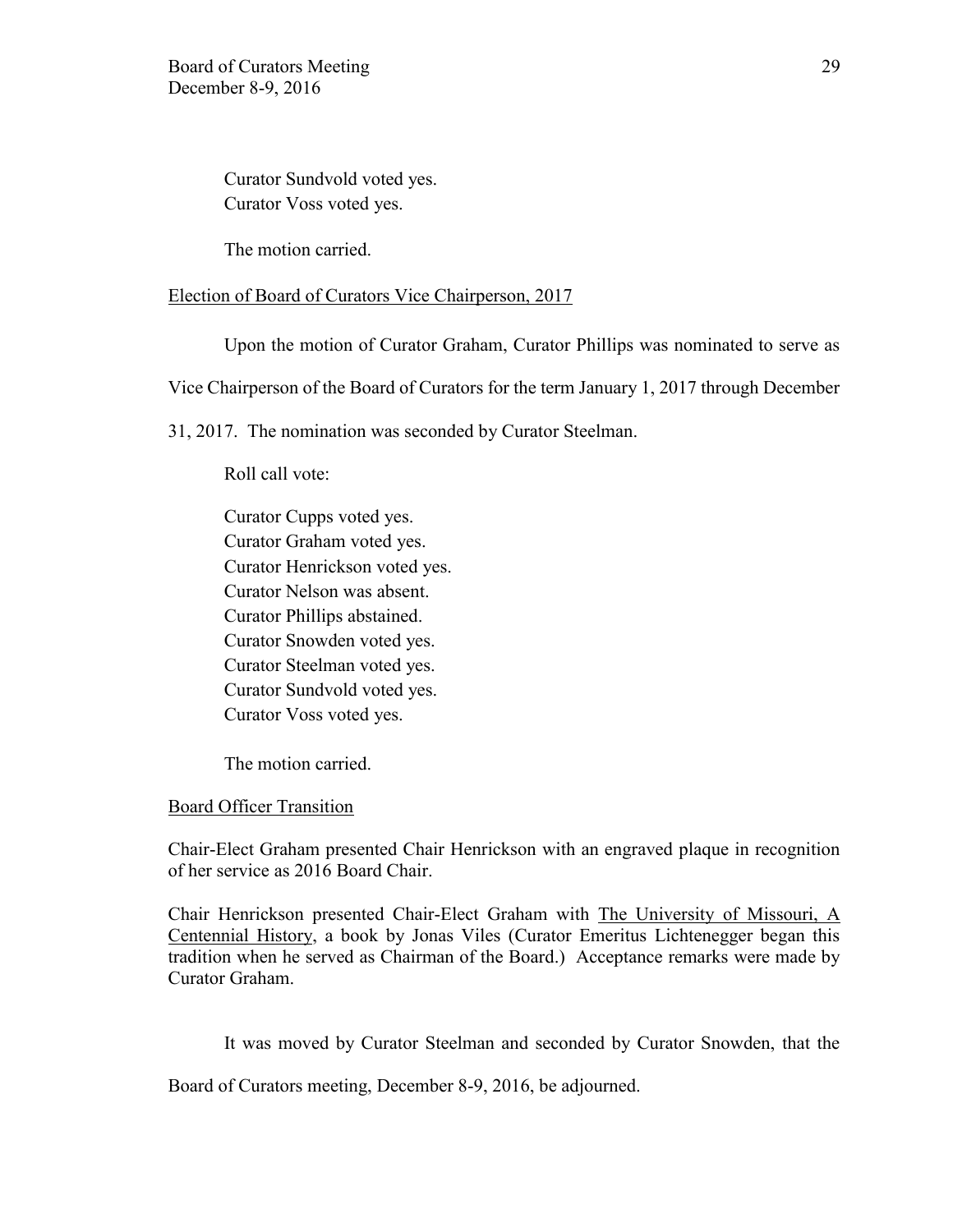Curator Sundvold voted yes.
Curator Voss voted yes.

The motion carried.

Election of Board of Curators Vice Chairperson, 2017

Upon the motion of Curator Graham, Curator Phillips was nominated to serve as Vice Chairperson of the Board of Curators for the term January 1, 2017 through December 31, 2017. The nomination was seconded by Curator Steelman.

Roll call vote:

Curator Cupps voted yes.
Curator Graham voted yes.
Curator Henrickson voted yes.
Curator Nelson was absent.
Curator Phillips abstained.
Curator Snowden voted yes.
Curator Steelman voted yes.
Curator Sundvold voted yes.
Curator Voss voted yes.

The motion carried.

Board Officer Transition

Chair-Elect Graham presented Chair Henrickson with an engraved plaque in recognition of her service as 2016 Board Chair.

Chair Henrickson presented Chair-Elect Graham with The University of Missouri, A Centennial History, a book by Jonas Viles (Curator Emeritus Lichtenegger began this tradition when he served as Chairman of the Board.) Acceptance remarks were made by Curator Graham.

It was moved by Curator Steelman and seconded by Curator Snowden, that the Board of Curators meeting, December 8-9, 2016, be adjourned.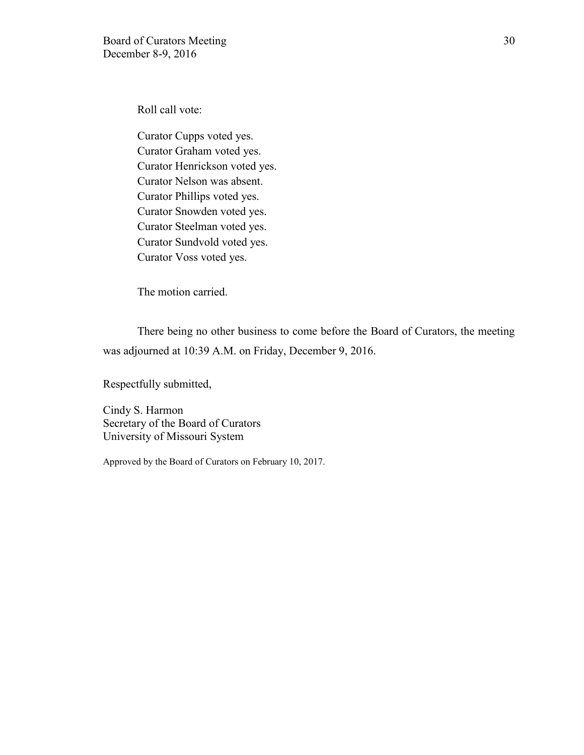Roll call vote:

Curator Cupps voted yes.
Curator Graham voted yes.
Curator Henrickson voted yes.
Curator Nelson was absent.
Curator Phillips voted yes.
Curator Snowden voted yes.
Curator Steelman voted yes.
Curator Sundvold voted yes.
Curator Voss voted yes.

The motion carried.

There being no other business to come before the Board of Curators, the meeting was adjourned at 10:39 A.M. on Friday, December 9, 2016.

Respectfully submitted,

Cindy S. Harmon
Secretary of the Board of Curators
University of Missouri System

Approved by the Board of Curators on February 10, 2017.